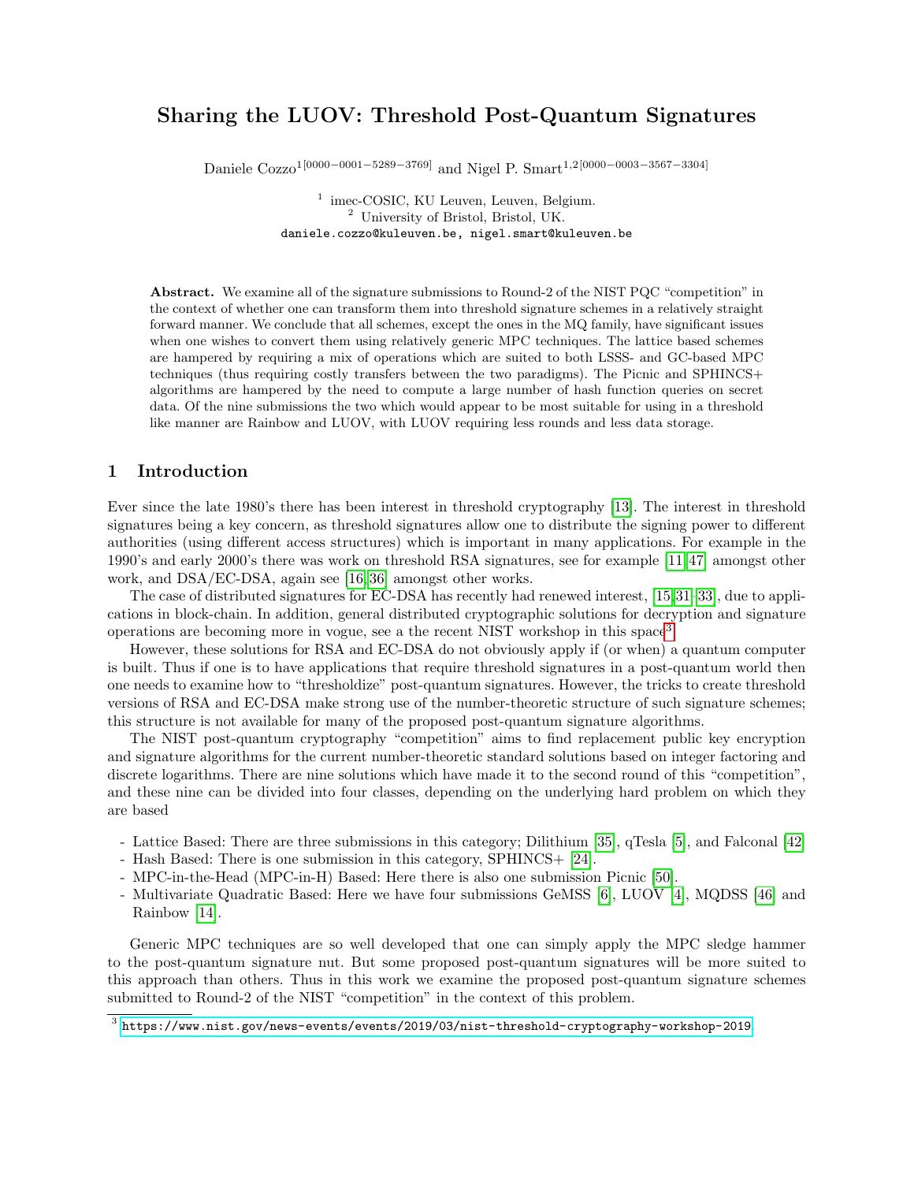# Sharing the LUOV: Threshold Post-Quantum Signatures

Daniele Cozzo[1] [0000−0001−5289−3769] and Nigel P. Smart[1,2] [0000−0003−3567−3304]

[1] imec-COSIC, KU Leuven, Leuven, Belgium.
[2] University of Bristol, Bristol, UK.
daniele.cozzo@kuleuven.be, nigel.smart@kuleuven.be

**Abstract.** We examine all of the signature submissions to Round-2 of the NIST PQC "competition" in the context of whether one can transform them into threshold signature schemes in a relatively straight forward manner. We conclude that all schemes, except the ones in the MQ family, have significant issues when one wishes to convert them using relatively generic MPC techniques. The lattice based schemes are hampered by requiring a mix of operations which are suited to both LSSS- and GC-based MPC techniques (thus requiring costly transfers between the two paradigms). The Picnic and SPHINCS+ algorithms are hampered by the need to compute a large number of hash function queries on secret data. Of the nine submissions the two which would appear to be most suitable for using in a threshold like manner are Rainbow and LUOV, with LUOV requiring less rounds and less data storage.

## 1 Introduction

Ever since the late 1980's there has been interest in threshold cryptography [13]. The interest in threshold signatures being a key concern, as threshold signatures allow one to distribute the signing power to different authorities (using different access structures) which is important in many applications. For example in the 1990's and early 2000's there was work on threshold RSA signatures, see for example [11,47] amongst other work, and DSA/EC-DSA, again see [16,36] amongst other works.

The case of distributed signatures for EC-DSA has recently had renewed interest, [15,31–33], due to applications in block-chain. In addition, general distributed cryptographic solutions for decryption and signature operations are becoming more in vogue, see a the recent NIST workshop in this space[3].

However, these solutions for RSA and EC-DSA do not obviously apply if (or when) a quantum computer is built. Thus if one is to have applications that require threshold signatures in a post-quantum world then one needs to examine how to "thresholdize" post-quantum signatures. However, the tricks to create threshold versions of RSA and EC-DSA make strong use of the number-theoretic structure of such signature schemes; this structure is not available for many of the proposed post-quantum signature algorithms.

The NIST post-quantum cryptography "competition" aims to find replacement public key encryption and signature algorithms for the current number-theoretic standard solutions based on integer factoring and discrete logarithms. There are nine solutions which have made it to the second round of this "competition", and these nine can be divided into four classes, depending on the underlying hard problem on which they are based

- Lattice Based: There are three submissions in this category; Dilithium [35], qTesla [5], and Falconal [42].
- Hash Based: There is one submission in this category, SPHINCS+ [24].
- MPC-in-the-Head (MPC-in-H) Based: Here there is also one submission Picnic [50].
- Multivariate Quadratic Based: Here we have four submissions GeMSS [6], LUOV [4], MQDSS [46] and Rainbow [14].

Generic MPC techniques are so well developed that one can simply apply the MPC sledge hammer to the post-quantum signature nut. But some proposed post-quantum signatures will be more suited to this approach than others. Thus in this work we examine the proposed post-quantum signature schemes submitted to Round-2 of the NIST "competition" in the context of this problem.

[3] https://www.nist.gov/news-events/events/2019/03/nist-threshold-cryptography-workshop-2019.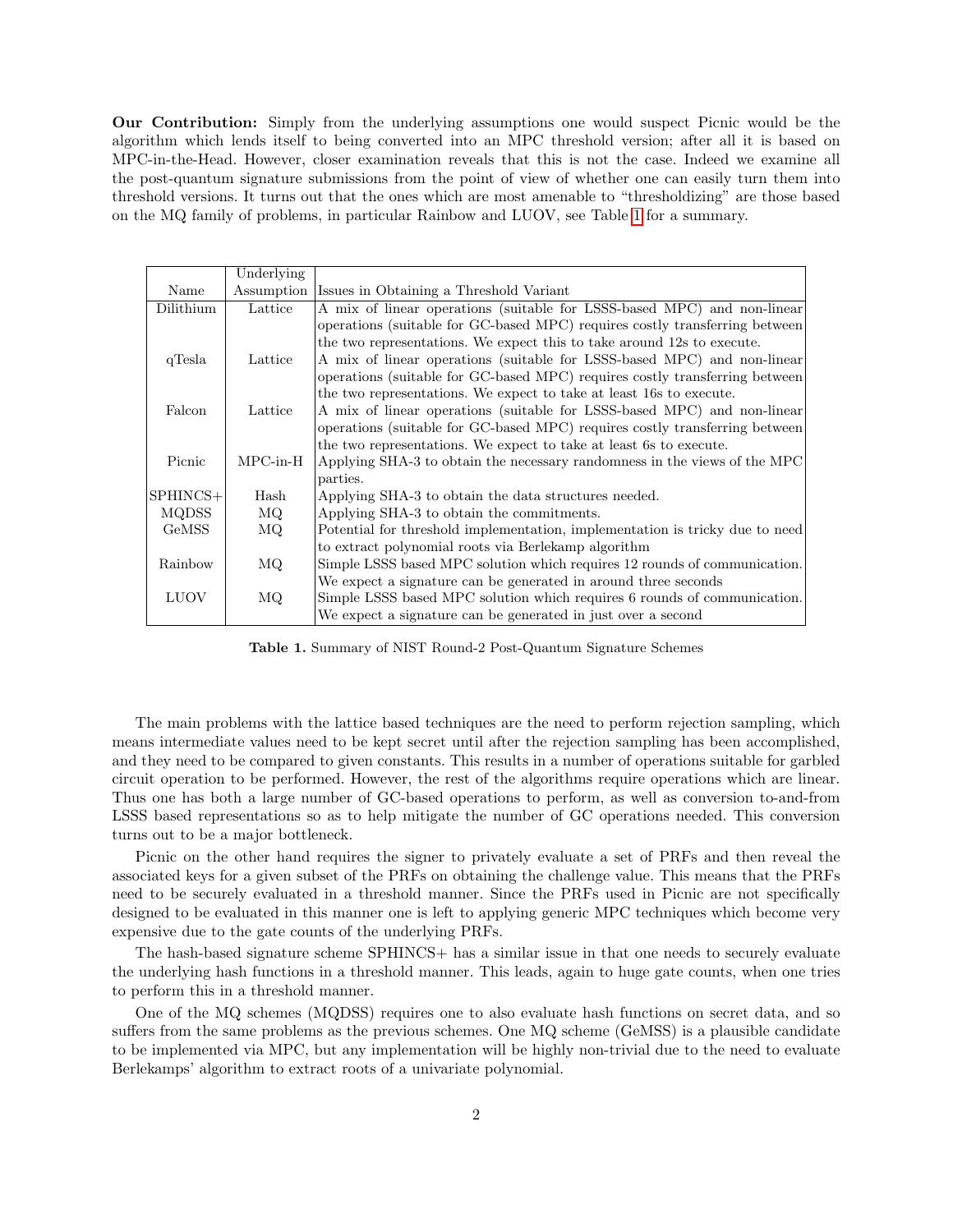**Our Contribution:** Simply from the underlying assumptions one would suspect Picnic would be the algorithm which lends itself to being converted into an MPC threshold version; after all it is based on MPC-in-the-Head. However, closer examination reveals that this is not the case. Indeed we examine all the post-quantum signature submissions from the point of view of whether one can easily turn them into threshold versions. It turns out that the ones which are most amenable to "thresholdizing" are those based on the MQ family of problems, in particular Rainbow and LUOV, see Table 1 for a summary.

| Name | Underlying Assumption | Issues in Obtaining a Threshold Variant |
|---|---|---|
| Dilithium | Lattice | A mix of linear operations (suitable for LSSS-based MPC) and non-linear operations (suitable for GC-based MPC) requires costly transferring between the two representations. We expect this to take around 12s to execute. |
| qTesla | Lattice | A mix of linear operations (suitable for LSSS-based MPC) and non-linear operations (suitable for GC-based MPC) requires costly transferring between the two representations. We expect to take at least 16s to execute. |
| Falcon | Lattice | A mix of linear operations (suitable for LSSS-based MPC) and non-linear operations (suitable for GC-based MPC) requires costly transferring between the two representations. We expect to take at least 6s to execute. |
| Picnic | MPC-in-H | Applying SHA-3 to obtain the necessary randomness in the views of the MPC parties. |
| SPHINCS+ | Hash | Applying SHA-3 to obtain the data structures needed. |
| MQDSS | MQ | Applying SHA-3 to obtain the commitments. |
| GeMSS | MQ | Potential for threshold implementation, implementation is tricky due to need to extract polynomial roots via Berlekamp algorithm |
| Rainbow | MQ | Simple LSSS based MPC solution which requires 12 rounds of communication. We expect a signature can be generated in around three seconds |
| LUOV | MQ | Simple LSSS based MPC solution which requires 6 rounds of communication. We expect a signature can be generated in just over a second |

**Table 1.** Summary of NIST Round-2 Post-Quantum Signature Schemes

The main problems with the lattice based techniques are the need to perform rejection sampling, which means intermediate values need to be kept secret until after the rejection sampling has been accomplished, and they need to be compared to given constants. This results in a number of operations suitable for garbled circuit operation to be performed. However, the rest of the algorithms require operations which are linear. Thus one has both a large number of GC-based operations to perform, as well as conversion to-and-from LSSS based representations so as to help mitigate the number of GC operations needed. This conversion turns out to be a major bottleneck.

Picnic on the other hand requires the signer to privately evaluate a set of PRFs and then reveal the associated keys for a given subset of the PRFs on obtaining the challenge value. This means that the PRFs need to be securely evaluated in a threshold manner. Since the PRFs used in Picnic are not specifically designed to be evaluated in this manner one is left to applying generic MPC techniques which become very expensive due to the gate counts of the underlying PRFs.

The hash-based signature scheme SPHINCS+ has a similar issue in that one needs to securely evaluate the underlying hash functions in a threshold manner. This leads, again to huge gate counts, when one tries to perform this in a threshold manner.

One of the MQ schemes (MQDSS) requires one to also evaluate hash functions on secret data, and so suffers from the same problems as the previous schemes. One MQ scheme (GeMSS) is a plausible candidate to be implemented via MPC, but any implementation will be highly non-trivial due to the need to evaluate Berlekamps' algorithm to extract roots of a univariate polynomial.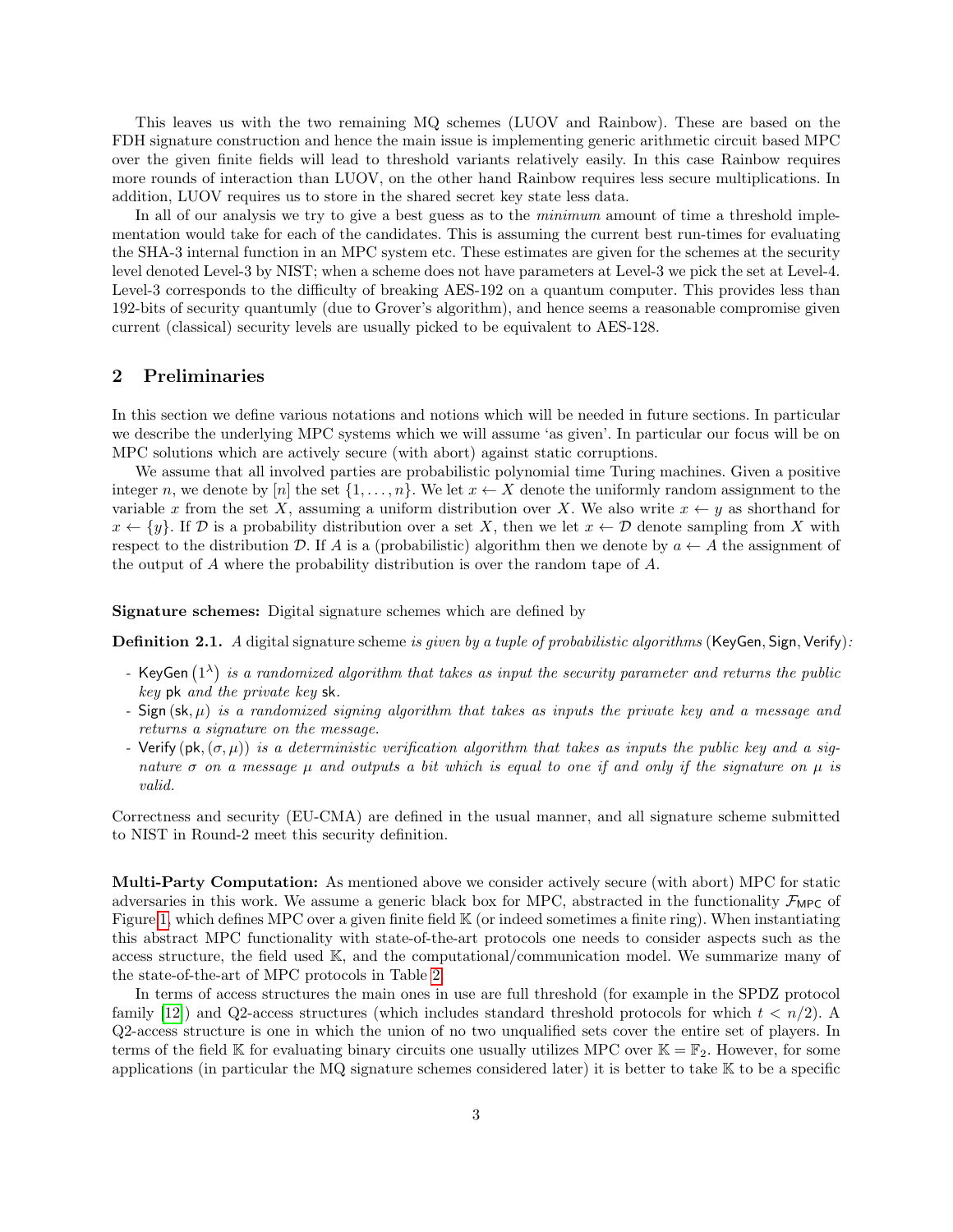This leaves us with the two remaining MQ schemes (LUOV and Rainbow). These are based on the FDH signature construction and hence the main issue is implementing generic arithmetic circuit based MPC over the given finite fields will lead to threshold variants relatively easily. In this case Rainbow requires more rounds of interaction than LUOV, on the other hand Rainbow requires less secure multiplications. In addition, LUOV requires us to store in the shared secret key state less data.

In all of our analysis we try to give a best guess as to the *minimum* amount of time a threshold implementation would take for each of the candidates. This is assuming the current best run-times for evaluating the SHA-3 internal function in an MPC system etc. These estimates are given for the schemes at the security level denoted Level-3 by NIST; when a scheme does not have parameters at Level-3 we pick the set at Level-4. Level-3 corresponds to the difficulty of breaking AES-192 on a quantum computer. This provides less than 192-bits of security quantumly (due to Grover's algorithm), and hence seems a reasonable compromise given current (classical) security levels are usually picked to be equivalent to AES-128.

## 2 Preliminaries

In this section we define various notations and notions which will be needed in future sections. In particular we describe the underlying MPC systems which we will assume 'as given'. In particular our focus will be on MPC solutions which are actively secure (with abort) against static corruptions.

We assume that all involved parties are probabilistic polynomial time Turing machines. Given a positive integer $n$, we denote by $[n]$ the set $\{1, \ldots, n\}$. We let $x \leftarrow X$ denote the uniformly random assignment to the variable $x$ from the set $X$, assuming a uniform distribution over $X$. We also write $x \leftarrow y$ as shorthand for $x \leftarrow \{y\}$. If $\mathcal{D}$ is a probability distribution over a set $X$, then we let $x \leftarrow \mathcal{D}$ denote sampling from $X$ with respect to the distribution $\mathcal{D}$. If $A$ is a (probabilistic) algorithm then we denote by $a \leftarrow A$ the assignment of the output of $A$ where the probability distribution is over the random tape of $A$.

**Signature schemes:** Digital signature schemes which are defined by

**Definition 2.1.** *A* digital signature scheme *is given by a tuple of probabilistic algorithms* $(\mathsf{KeyGen}, \mathsf{Sign}, \mathsf{Verify})$*:*

- $\mathsf{KeyGen}\left(1^{\lambda}\right)$ *is a randomized algorithm that takes as input the security parameter and returns the public key* $\mathsf{pk}$ *and the private key* $\mathsf{sk}$*.*
- $\mathsf{Sign}\left(\mathsf{sk}, \mu\right)$ *is a randomized signing algorithm that takes as inputs the private key and a message and returns a signature on the message.*
- $\mathsf{Verify}\left(\mathsf{pk}, (\sigma, \mu)\right)$ *is a deterministic verification algorithm that takes as inputs the public key and a signature* $\sigma$ *on a message* $\mu$ *and outputs a bit which is equal to one if and only if the signature on* $\mu$ *is valid.*

Correctness and security (EU-CMA) are defined in the usual manner, and all signature scheme submitted to NIST in Round-2 meet this security definition.

**Multi-Party Computation:** As mentioned above we consider actively secure (with abort) MPC for static adversaries in this work. We assume a generic black box for MPC, abstracted in the functionality $\mathcal{F}_{\mathsf{MPC}}$ of Figure 1, which defines MPC over a given finite field $\mathbb{K}$ (or indeed sometimes a finite ring). When instantiating this abstract MPC functionality with state-of-the-art protocols one needs to consider aspects such as the access structure, the field used $\mathbb{K}$, and the computational/communication model. We summarize many of the state-of-the-art of MPC protocols in Table 2.

In terms of access structures the main ones in use are full threshold (for example in the SPDZ protocol family [12]) and Q2-access structures (which includes standard threshold protocols for which $t < n/2$). A Q2-access structure is one in which the union of no two unqualified sets cover the entire set of players. In terms of the field $\mathbb{K}$ for evaluating binary circuits one usually utilizes MPC over $\mathbb{K} = \mathbb{F}_2$. However, for some applications (in particular the MQ signature schemes considered later) it is better to take $\mathbb{K}$ to be a specific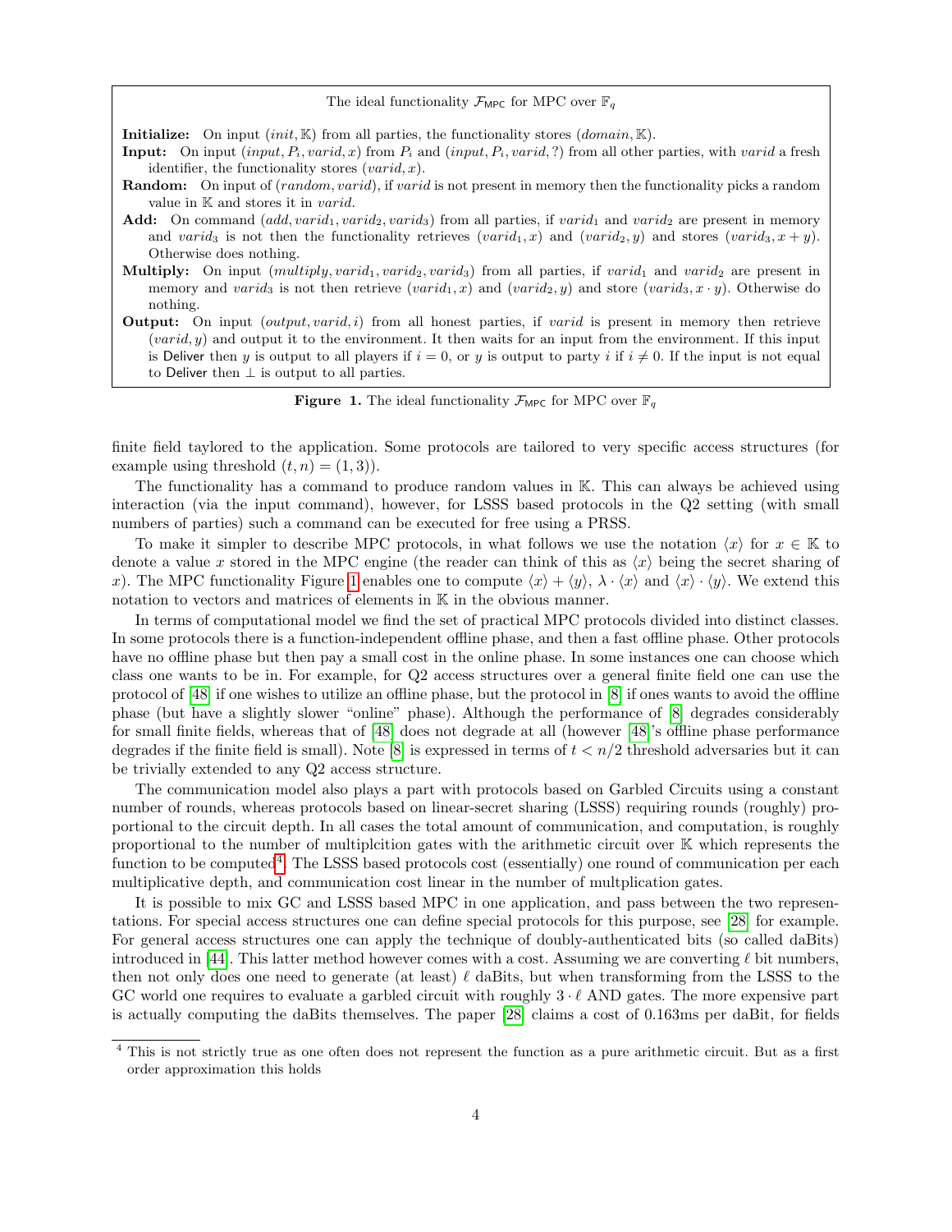The ideal functionality $\mathcal{F}_{\mathsf{MPC}}$ for MPC over $\mathbb{F}_q$

**Initialize:** On input $(init, \mathbb{K})$ from all parties, the functionality stores $(domain, \mathbb{K})$.

**Input:** On input $(input, P_i, varid, x)$ from $P_i$ and $(input, P_i, varid, ?)$ from all other parties, with $varid$ a fresh identifier, the functionality stores $(varid, x)$.

**Random:** On input of $(random, varid)$, if $varid$ is not present in memory then the functionality picks a random value in $\mathbb{K}$ and stores it in $varid$.

**Add:** On command $(add, varid_1, varid_2, varid_3)$ from all parties, if $varid_1$ and $varid_2$ are present in memory and $varid_3$ is not then the functionality retrieves $(varid_1, x)$ and $(varid_2, y)$ and stores $(varid_3, x + y)$. Otherwise does nothing.

**Multiply:** On input $(multiply, varid_1, varid_2, varid_3)$ from all parties, if $varid_1$ and $varid_2$ are present in memory and $varid_3$ is not then retrieve $(varid_1, x)$ and $(varid_2, y)$ and store $(varid_3, x \cdot y)$. Otherwise do nothing.

**Output:** On input $(output, varid, i)$ from all honest parties, if $varid$ is present in memory then retrieve $(varid, y)$ and output it to the environment. It then waits for an input from the environment. If this input is Deliver then $y$ is output to all players if $i = 0$, or $y$ is output to party $i$ if $i \neq 0$. If the input is not equal to Deliver then $\perp$ is output to all parties.

**Figure 1.** The ideal functionality $\mathcal{F}_{\mathsf{MPC}}$ for MPC over $\mathbb{F}_q$

finite field taylored to the application. Some protocols are tailored to very specific access structures (for example using threshold $(t, n) = (1, 3)$).

The functionality has a command to produce random values in $\mathbb{K}$. This can always be achieved using interaction (via the input command), however, for LSSS based protocols in the Q2 setting (with small numbers of parties) such a command can be executed for free using a PRSS.

To make it simpler to describe MPC protocols, in what follows we use the notation $\langle x \rangle$ for $x \in \mathbb{K}$ to denote a value $x$ stored in the MPC engine (the reader can think of this as $\langle x \rangle$ being the secret sharing of $x$). The MPC functionality Figure 1 enables one to compute $\langle x \rangle + \langle y \rangle$, $\lambda \cdot \langle x \rangle$ and $\langle x \rangle \cdot \langle y \rangle$. We extend this notation to vectors and matrices of elements in $\mathbb{K}$ in the obvious manner.

In terms of computational model we find the set of practical MPC protocols divided into distinct classes. In some protocols there is a function-independent offline phase, and then a fast offline phase. Other protocols have no offline phase but then pay a small cost in the online phase. In some instances one can choose which class one wants to be in. For example, for Q2 access structures over a general finite field one can use the protocol of [48] if one wishes to utilize an offline phase, but the protocol in [8] if ones wants to avoid the offline phase (but have a slightly slower "online" phase). Although the performance of [8] degrades considerably for small finite fields, whereas that of [48] does not degrade at all (however [48]'s offline phase performance degrades if the finite field is small). Note [8] is expressed in terms of $t < n/2$ threshold adversaries but it can be trivially extended to any Q2 access structure.

The communication model also plays a part with protocols based on Garbled Circuits using a constant number of rounds, whereas protocols based on linear-secret sharing (LSSS) requiring rounds (roughly) proportional to the circuit depth. In all cases the total amount of communication, and computation, is roughly proportional to the number of multiplcition gates with the arithmetic circuit over $\mathbb{K}$ which represents the function to be computed[4]. The LSSS based protocols cost (essentially) one round of communication per each multiplicative depth, and communication cost linear in the number of multplication gates.

It is possible to mix GC and LSSS based MPC in one application, and pass between the two representations. For special access structures one can define special protocols for this purpose, see [28] for example. For general access structures one can apply the technique of doubly-authenticated bits (so called daBits) introduced in [44]. This latter method however comes with a cost. Assuming we are converting $\ell$ bit numbers, then not only does one need to generate (at least) $\ell$ daBits, but when transforming from the LSSS to the GC world one requires to evaluate a garbled circuit with roughly $3 \cdot \ell$ AND gates. The more expensive part is actually computing the daBits themselves. The paper [28] claims a cost of 0.163ms per daBit, for fields

[4] This is not strictly true as one often does not represent the function as a pure arithmetic circuit. But as a first order approximation this holds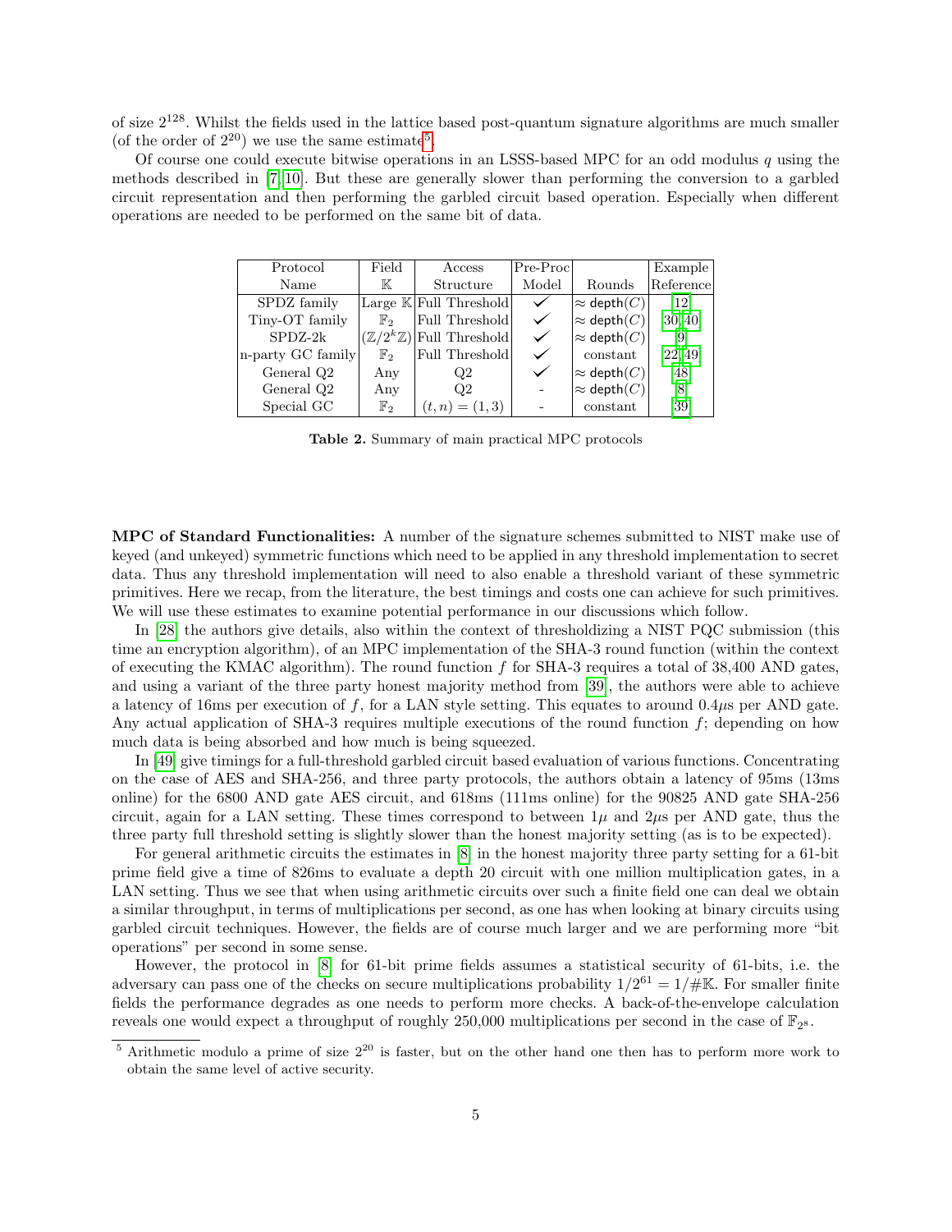of size $2^{128}$. Whilst the fields used in the lattice based post-quantum signature algorithms are much smaller (of the order of $2^{20}$) we use the same estimate[5].

Of course one could execute bitwise operations in an LSSS-based MPC for an odd modulus $q$ using the methods described in [7,10]. But these are generally slower than performing the conversion to a garbled circuit representation and then performing the garbled circuit based operation. Especially when different operations are needed to be performed on the same bit of data.

| Protocol Name | Field $\mathbb{K}$ | Access Structure | Pre-Proc Model | Rounds | Example Reference |
|---|---|---|---|---|---|
| SPDZ family | Large $\mathbb{K}$ | Full Threshold | ✓ | $\approx \mathsf{depth}(C)$ | [12] |
| Tiny-OT family | $\mathbb{F}_2$ | Full Threshold | ✓ | $\approx \mathsf{depth}(C)$ | [30,40] |
| SPDZ-2k | $(\mathbb{Z}/2^k\mathbb{Z})$ | Full Threshold | ✓ | $\approx \mathsf{depth}(C)$ | [9] |
| n-party GC family | $\mathbb{F}_2$ | Full Threshold | ✓ | constant | [22,49] |
| General Q2 | Any | Q2 | ✓ | $\approx \mathsf{depth}(C)$ | [48] |
| General Q2 | Any | Q2 | - | $\approx \mathsf{depth}(C)$ | [8] |
| Special GC | $\mathbb{F}_2$ | $(t, n) = (1, 3)$ | - | constant | [39] |

**Table 2.** Summary of main practical MPC protocols

**MPC of Standard Functionalities:** A number of the signature schemes submitted to NIST make use of keyed (and unkeyed) symmetric functions which need to be applied in any threshold implementation to secret data. Thus any threshold implementation will need to also enable a threshold variant of these symmetric primitives. Here we recap, from the literature, the best timings and costs one can achieve for such primitives. We will use these estimates to examine potential performance in our discussions which follow.

In [28] the authors give details, also within the context of thresholdizing a NIST PQC submission (this time an encryption algorithm), of an MPC implementation of the SHA-3 round function (within the context of executing the KMAC algorithm). The round function $f$ for SHA-3 requires a total of 38,400 AND gates, and using a variant of the three party honest majority method from [39], the authors were able to achieve a latency of 16ms per execution of $f$, for a LAN style setting. This equates to around 0.4$\mu$s per AND gate. Any actual application of SHA-3 requires multiple executions of the round function $f$; depending on how much data is being absorbed and how much is being squeezed.

In [49] give timings for a full-threshold garbled circuit based evaluation of various functions. Concentrating on the case of AES and SHA-256, and three party protocols, the authors obtain a latency of 95ms (13ms online) for the 6800 AND gate AES circuit, and 618ms (111ms online) for the 90825 AND gate SHA-256 circuit, again for a LAN setting. These times correspond to between 1$\mu$ and 2$\mu$s per AND gate, thus the three party full threshold setting is slightly slower than the honest majority setting (as is to be expected).

For general arithmetic circuits the estimates in [8] in the honest majority three party setting for a 61-bit prime field give a time of 826ms to evaluate a depth 20 circuit with one million multiplication gates, in a LAN setting. Thus we see that when using arithmetic circuits over such a finite field one can deal we obtain a similar throughput, in terms of multiplications per second, as one has when looking at binary circuits using garbled circuit techniques. However, the fields are of course much larger and we are performing more "bit operations" per second in some sense.

However, the protocol in [8] for 61-bit prime fields assumes a statistical security of 61-bits, i.e. the adversary can pass one of the checks on secure multiplications probability $1/2^{61} = 1/\#\mathbb{K}$. For smaller finite fields the performance degrades as one needs to perform more checks. A back-of-the-envelope calculation reveals one would expect a throughput of roughly 250,000 multiplications per second in the case of $\mathbb{F}_{2^8}$.

[5] Arithmetic modulo a prime of size $2^{20}$ is faster, but on the other hand one then has to perform more work to obtain the same level of active security.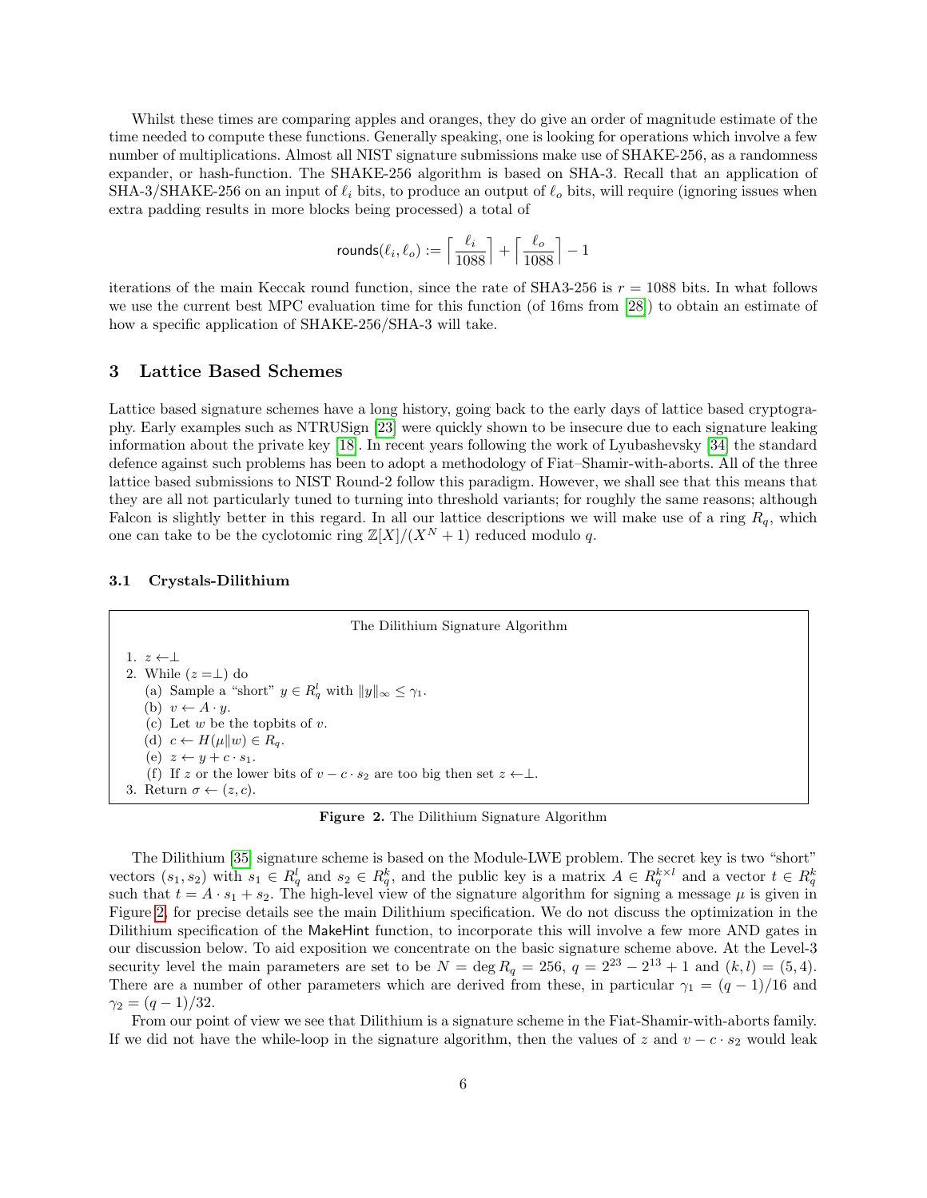Whilst these times are comparing apples and oranges, they do give an order of magnitude estimate of the time needed to compute these functions. Generally speaking, one is looking for operations which involve a few number of multiplications. Almost all NIST signature submissions make use of SHAKE-256, as a randomness expander, or hash-function. The SHAKE-256 algorithm is based on SHA-3. Recall that an application of SHA-3/SHAKE-256 on an input of $\ell_i$ bits, to produce an output of $\ell_o$ bits, will require (ignoring issues when extra padding results in more blocks being processed) a total of

$$\mathsf{rounds}(\ell_i, \ell_o) := \left\lceil \frac{\ell_i}{1088} \right\rceil + \left\lceil \frac{\ell_o}{1088} \right\rceil - 1$$

iterations of the main Keccak round function, since the rate of SHA3-256 is $r = 1088$ bits. In what follows we use the current best MPC evaluation time for this function (of 16ms from [28]) to obtain an estimate of how a specific application of SHAKE-256/SHA-3 will take.

## 3 Lattice Based Schemes

Lattice based signature schemes have a long history, going back to the early days of lattice based cryptography. Early examples such as NTRUSign [23] were quickly shown to be insecure due to each signature leaking information about the private key [18]. In recent years following the work of Lyubashevsky [34] the standard defence against such problems has been to adopt a methodology of Fiat–Shamir-with-aborts. All of the three lattice based submissions to NIST Round-2 follow this paradigm. However, we shall see that this means that they are all not particularly tuned to turning into threshold variants; for roughly the same reasons; although Falcon is slightly better in this regard. In all our lattice descriptions we will make use of a ring $R_q$, which one can take to be the cyclotomic ring $\mathbb{Z}[X]/(X^N + 1)$ reduced modulo $q$.

### 3.1 Crystals-Dilithium

The Dilithium Signature Algorithm

1. $z \leftarrow \perp$
2. While ($z = \perp$) do
   (a) Sample a "short" $y \in R_q^l$ with $\|y\|_\infty \leq \gamma_1$.
   (b) $v \leftarrow A \cdot y$.
   (c) Let $w$ be the topbits of $v$.
   (d) $c \leftarrow H(\mu \| w) \in R_q$.
   (e) $z \leftarrow y + c \cdot s_1$.
   (f) If $z$ or the lower bits of $v - c \cdot s_2$ are too big then set $z \leftarrow \perp$.
3. Return $\sigma \leftarrow (z, c)$.

**Figure 2.** The Dilithium Signature Algorithm

The Dilithium [35] signature scheme is based on the Module-LWE problem. The secret key is two "short" vectors $(s_1, s_2)$ with $s_1 \in R_q^l$ and $s_2 \in R_q^k$, and the public key is a matrix $A \in R_q^{k \times l}$ and a vector $t \in R_q^k$ such that $t = A \cdot s_1 + s_2$. The high-level view of the signature algorithm for signing a message $\mu$ is given in Figure 2, for precise details see the main Dilithium specification. We do not discuss the optimization in the Dilithium specification of the MakeHint function, to incorporate this will involve a few more AND gates in our discussion below. To aid exposition we concentrate on the basic signature scheme above. At the Level-3 security level the main parameters are set to be $N = \deg R_q = 256$, $q = 2^{23} - 2^{13} + 1$ and $(k, l) = (5, 4)$. There are a number of other parameters which are derived from these, in particular $\gamma_1 = (q - 1)/16$ and $\gamma_2 = (q - 1)/32$.

From our point of view we see that Dilithium is a signature scheme in the Fiat-Shamir-with-aborts family. If we did not have the while-loop in the signature algorithm, then the values of $z$ and $v - c \cdot s_2$ would leak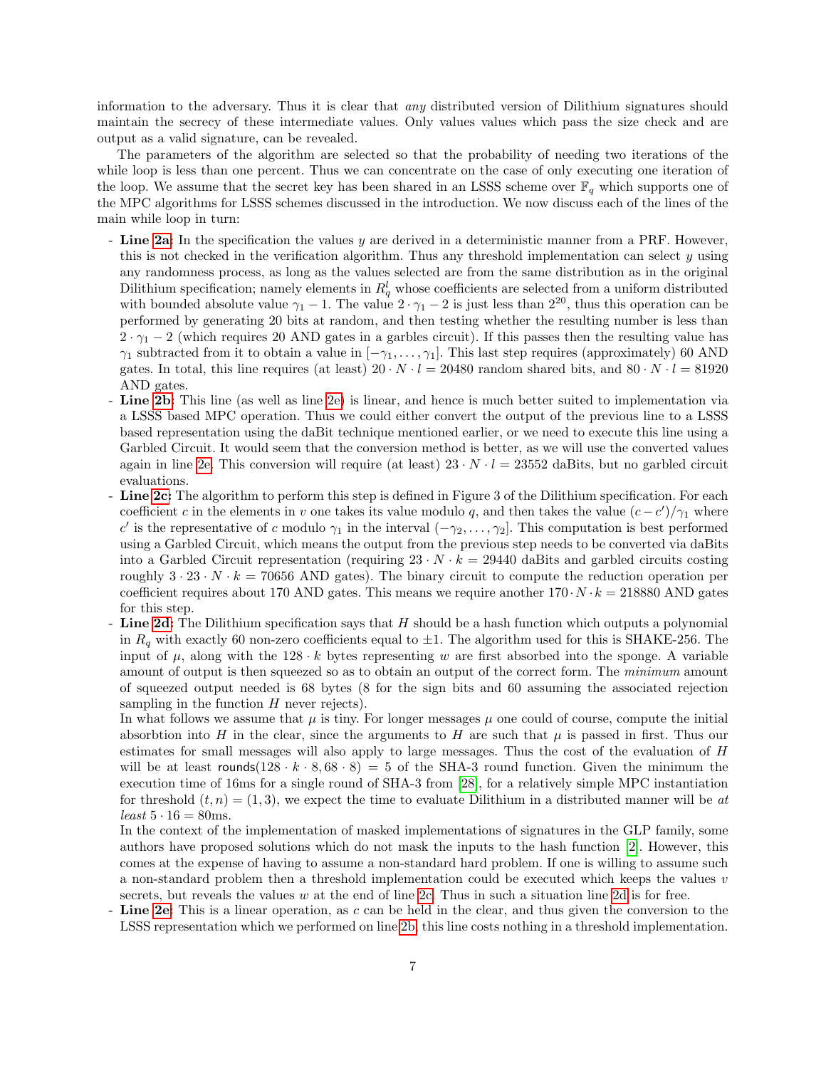information to the adversary. Thus it is clear that *any* distributed version of Dilithium signatures should maintain the secrecy of these intermediate values. Only values values which pass the size check and are output as a valid signature, can be revealed.

The parameters of the algorithm are selected so that the probability of needing two iterations of the while loop is less than one percent. Thus we can concentrate on the case of only executing one iteration of the loop. We assume that the secret key has been shared in an LSSS scheme over $\mathbb{F}_q$ which supports one of the MPC algorithms for LSSS schemes discussed in the introduction. We now discuss each of the lines of the main while loop in turn:

- **Line 2a:** In the specification the values $y$ are derived in a deterministic manner from a PRF. However, this is not checked in the verification algorithm. Thus any threshold implementation can select $y$ using any randomness process, as long as the values selected are from the same distribution as in the original Dilithium specification; namely elements in $R_q^l$ whose coefficients are selected from a uniform distributed with bounded absolute value $\gamma_1 - 1$. The value $2 \cdot \gamma_1 - 2$ is just less than $2^{20}$, thus this operation can be performed by generating 20 bits at random, and then testing whether the resulting number is less than $2 \cdot \gamma_1 - 2$ (which requires 20 AND gates in a garbles circuit). If this passes then the resulting value has $\gamma_1$ subtracted from it to obtain a value in $[-\gamma_1, \ldots, \gamma_1]$. This last step requires (approximately) 60 AND gates. In total, this line requires (at least) $20 \cdot N \cdot l = 20480$ random shared bits, and $80 \cdot N \cdot l = 81920$ AND gates.
- **Line 2b:** This line (as well as line 2e) is linear, and hence is much better suited to implementation via a LSSS based MPC operation. Thus we could either convert the output of the previous line to a LSSS based representation using the daBit technique mentioned earlier, or we need to execute this line using a Garbled Circuit. It would seem that the conversion method is better, as we will use the converted values again in line 2e. This conversion will require (at least) $23 \cdot N \cdot l = 23552$ daBits, but no garbled circuit evaluations.
- **Line 2c:** The algorithm to perform this step is defined in Figure 3 of the Dilithium specification. For each coefficient $c$ in the elements in $v$ one takes its value modulo $q$, and then takes the value $(c - c')/\gamma_1$ where $c'$ is the representative of $c$ modulo $\gamma_1$ in the interval $(-\gamma_2, \ldots, \gamma_2]$. This computation is best performed using a Garbled Circuit, which means the output from the previous step needs to be converted via daBits into a Garbled Circuit representation (requiring $23 \cdot N \cdot k = 29440$ daBits and garbled circuits costing roughly $3 \cdot 23 \cdot N \cdot k = 70656$ AND gates). The binary circuit to compute the reduction operation per coefficient requires about 170 AND gates. This means we require another $170 \cdot N \cdot k = 218880$ AND gates for this step.
- **Line 2d:** The Dilithium specification says that $H$ should be a hash function which outputs a polynomial in $R_q$ with exactly 60 non-zero coefficients equal to $\pm 1$. The algorithm used for this is SHAKE-256. The input of $\mu$, along with the $128 \cdot k$ bytes representing $w$ are first absorbed into the sponge. A variable amount of output is then squeezed so as to obtain an output of the correct form. The *minimum* amount of squeezed output needed is 68 bytes (8 for the sign bits and 60 assuming the associated rejection sampling in the function $H$ never rejects).

  In what follows we assume that $\mu$ is tiny. For longer messages $\mu$ one could of course, compute the initial absorbtion into $H$ in the clear, since the arguments to $H$ are such that $\mu$ is passed in first. Thus our estimates for small messages will also apply to large messages. Thus the cost of the evaluation of $H$ will be at least $\mathsf{rounds}(128 \cdot k \cdot 8, 68 \cdot 8) = 5$ of the SHA-3 round function. Given the minimum the execution time of 16ms for a single round of SHA-3 from [28], for a relatively simple MPC instantiation for threshold $(t, n) = (1, 3)$, we expect the time to evaluate Dilithium in a distributed manner will be *at least* $5 \cdot 16 = 80$ms.

  In the context of the implementation of masked implementations of signatures in the GLP family, some authors have proposed solutions which do not mask the inputs to the hash function [2]. However, this comes at the expense of having to assume a non-standard hard problem. If one is willing to assume such a non-standard problem then a threshold implementation could be executed which keeps the values $v$ secrets, but reveals the values $w$ at the end of line 2c. Thus in such a situation line 2d is for free.
- **Line 2e:** This is a linear operation, as $c$ can be held in the clear, and thus given the conversion to the LSSS representation which we performed on line 2b, this line costs nothing in a threshold implementation.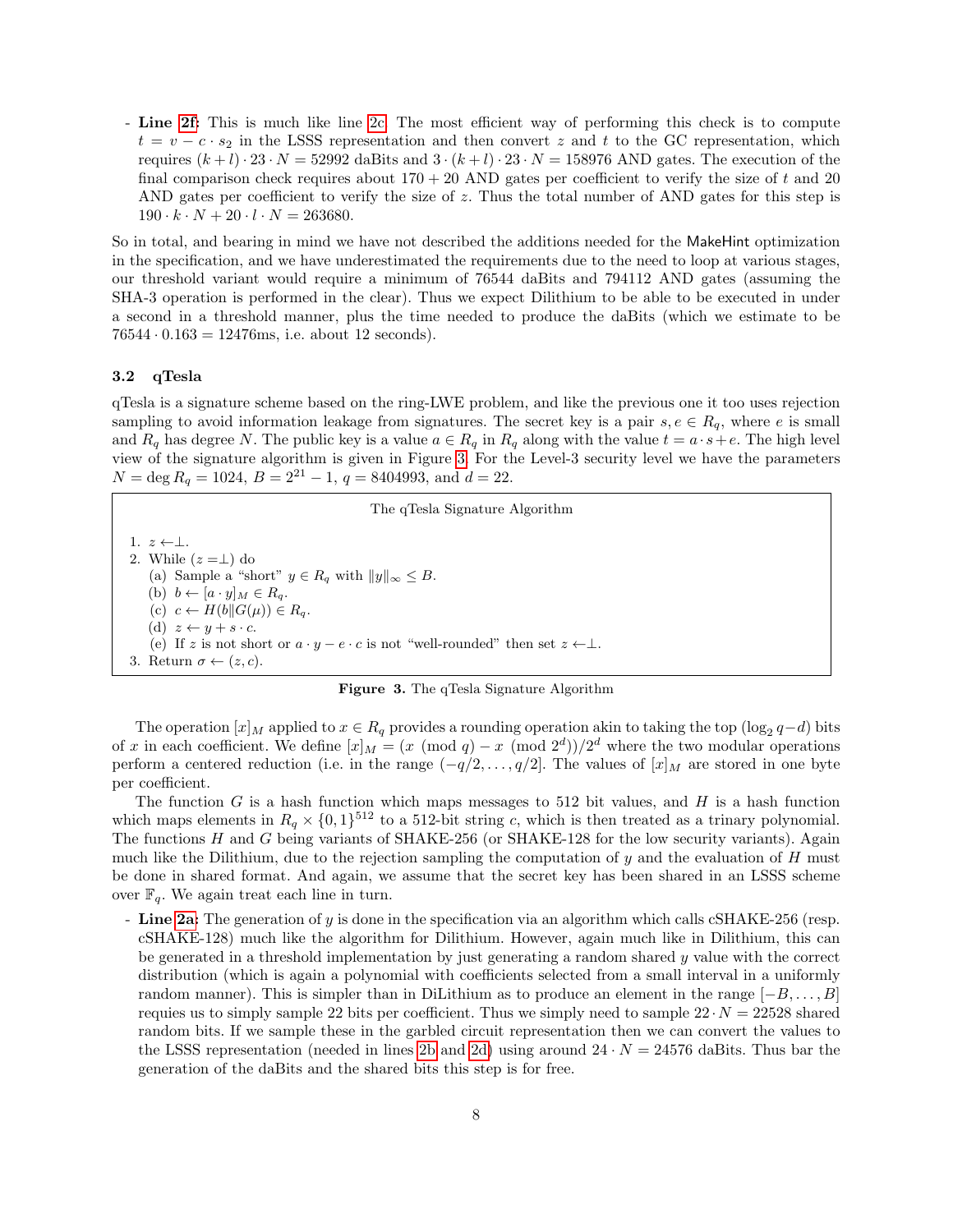- **Line 2f:** This is much like line 2c. The most efficient way of performing this check is to compute $t = v - c \cdot s_2$ in the LSSS representation and then convert $z$ and $t$ to the GC representation, which requires $(k+l) \cdot 23 \cdot N = 52992$ daBits and $3 \cdot (k+l) \cdot 23 \cdot N = 158976$ AND gates. The execution of the final comparison check requires about $170 + 20$ AND gates per coefficient to verify the size of $t$ and 20 AND gates per coefficient to verify the size of $z$. Thus the total number of AND gates for this step is $190 \cdot k \cdot N + 20 \cdot l \cdot N = 263680$.

So in total, and bearing in mind we have not described the additions needed for the MakeHint optimization in the specification, and we have underestimated the requirements due to the need to loop at various stages, our threshold variant would require a minimum of 76544 daBits and 794112 AND gates (assuming the SHA-3 operation is performed in the clear). Thus we expect Dilithium to be able to be executed in under a second in a threshold manner, plus the time needed to produce the daBits (which we estimate to be $76544 \cdot 0.163 = 12476$ms, i.e. about 12 seconds).

### 3.2 qTesla

qTesla is a signature scheme based on the ring-LWE problem, and like the previous one it too uses rejection sampling to avoid information leakage from signatures. The secret key is a pair $s, e \in R_q$, where $e$ is small and $R_q$ has degree $N$. The public key is a value $a \in R_q$ in $R_q$ along with the value $t = a \cdot s + e$. The high level view of the signature algorithm is given in Figure 3. For the Level-3 security level we have the parameters $N = \deg R_q = 1024$, $B = 2^{21} - 1$, $q = 8404993$, and $d = 22$.

The qTesla Signature Algorithm

1. $z \leftarrow \perp$.
2. While ($z = \perp$) do
   (a) Sample a "short" $y \in R_q$ with $\|y\|_\infty \leq B$.
   (b) $b \leftarrow [a \cdot y]_M \in R_q$.
   (c) $c \leftarrow H(b \| G(\mu)) \in R_q$.
   (d) $z \leftarrow y + s \cdot c$.
   (e) If $z$ is not short or $a \cdot y - e \cdot c$ is not "well-rounded" then set $z \leftarrow \perp$.
3. Return $\sigma \leftarrow (z, c)$.

**Figure 3.** The qTesla Signature Algorithm

The operation $[x]_M$ applied to $x \in R_q$ provides a rounding operation akin to taking the top $(\log_2 q - d)$ bits of $x$ in each coefficient. We define $[x]_M = (x \pmod q - x \pmod{2^d})/2^d$ where the two modular operations perform a centered reduction (i.e. in the range $(-q/2, \ldots, q/2]$. The values of $[x]_M$ are stored in one byte per coefficient.

The function $G$ is a hash function which maps messages to 512 bit values, and $H$ is a hash function which maps elements in $R_q \times \{0,1\}^{512}$ to a 512-bit string $c$, which is then treated as a trinary polynomial. The functions $H$ and $G$ being variants of SHAKE-256 (or SHAKE-128 for the low security variants). Again much like the Dilithium, due to the rejection sampling the computation of $y$ and the evaluation of $H$ must be done in shared format. And again, we assume that the secret key has been shared in an LSSS scheme over $\mathbb{F}_q$. We again treat each line in turn.

- **Line 2a:** The generation of $y$ is done in the specification via an algorithm which calls cSHAKE-256 (resp. cSHAKE-128) much like the algorithm for Dilithium. However, again much like in Dilithium, this can be generated in a threshold implementation by just generating a random shared $y$ value with the correct distribution (which is again a polynomial with coefficients selected from a small interval in a uniformly random manner). This is simpler than in DiLithium as to produce an element in the range $[-B, \ldots, B]$ requies us to simply sample 22 bits per coefficient. Thus we simply need to sample $22 \cdot N = 22528$ shared random bits. If we sample these in the garbled circuit representation then we can convert the values to the LSSS representation (needed in lines 2b and 2d) using around $24 \cdot N = 24576$ daBits. Thus bar the generation of the daBits and the shared bits this step is for free.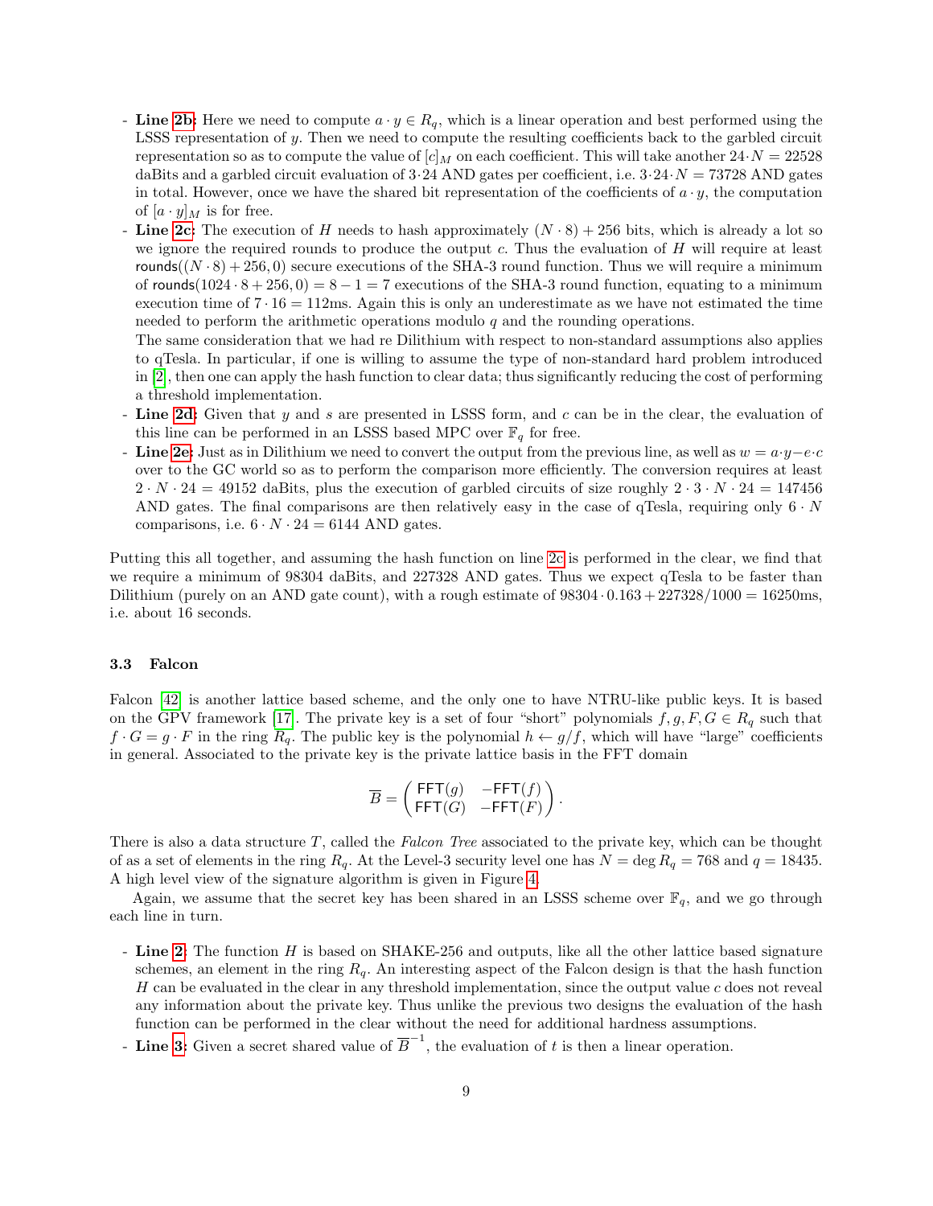- **Line 2b:** Here we need to compute $a \cdot y \in R_q$, which is a linear operation and best performed using the LSSS representation of $y$. Then we need to compute the resulting coefficients back to the garbled circuit representation so as to compute the value of $[c]_M$ on each coefficient. This will take another $24 \cdot N = 22528$ daBits and a garbled circuit evaluation of $3 \cdot 24$ AND gates per coefficient, i.e. $3 \cdot 24 \cdot N = 73728$ AND gates in total. However, once we have the shared bit representation of the coefficients of $a \cdot y$, the computation of $[a \cdot y]_M$ is for free.
- **Line 2c:** The execution of $H$ needs to hash approximately $(N \cdot 8) + 256$ bits, which is already a lot so we ignore the required rounds to produce the output $c$. Thus the evaluation of $H$ will require at least $\mathsf{rounds}((N \cdot 8) + 256, 0)$ secure executions of the SHA-3 round function. Thus we will require a minimum of $\mathsf{rounds}(1024 \cdot 8 + 256, 0) = 8 - 1 = 7$ executions of the SHA-3 round function, equating to a minimum execution time of $7 \cdot 16 = 112$ms. Again this is only an underestimate as we have not estimated the time needed to perform the arithmetic operations modulo $q$ and the rounding operations.
  The same consideration that we had re Dilithium with respect to non-standard assumptions also applies to qTesla. In particular, if one is willing to assume the type of non-standard hard problem introduced in [2], then one can apply the hash function to clear data; thus significantly reducing the cost of performing a threshold implementation.
- **Line 2d:** Given that $y$ and $s$ are presented in LSSS form, and $c$ can be in the clear, the evaluation of this line can be performed in an LSSS based MPC over $\mathbb{F}_q$ for free.
- **Line 2e:** Just as in Dilithium we need to convert the output from the previous line, as well as $w = a \cdot y - e \cdot c$ over to the GC world so as to perform the comparison more efficiently. The conversion requires at least $2 \cdot N \cdot 24 = 49152$ daBits, plus the execution of garbled circuits of size roughly $2 \cdot 3 \cdot N \cdot 24 = 147456$ AND gates. The final comparisons are then relatively easy in the case of qTesla, requiring only $6 \cdot N$ comparisons, i.e. $6 \cdot N \cdot 24 = 6144$ AND gates.

Putting this all together, and assuming the hash function on line 2c is performed in the clear, we find that we require a minimum of 98304 daBits, and 227328 AND gates. Thus we expect qTesla to be faster than Dilithium (purely on an AND gate count), with a rough estimate of $98304 \cdot 0.163 + 227328/1000 = 16250$ms, i.e. about 16 seconds.

### 3.3 Falcon

Falcon [42] is another lattice based scheme, and the only one to have NTRU-like public keys. It is based on the GPV framework [17]. The private key is a set of four "short" polynomials $f, g, F, G \in R_q$ such that $f \cdot G = g \cdot F$ in the ring $R_q$. The public key is the polynomial $h \leftarrow g/f$, which will have "large" coefficients in general. Associated to the private key is the private lattice basis in the FFT domain

$$\overline{B} = \begin{pmatrix} \mathsf{FFT}(g) & -\mathsf{FFT}(f) \\ \mathsf{FFT}(G) & -\mathsf{FFT}(F) \end{pmatrix}.$$

There is also a data structure $T$, called the *Falcon Tree* associated to the private key, which can be thought of as a set of elements in the ring $R_q$. At the Level-3 security level one has $N = \deg R_q = 768$ and $q = 18435$. A high level view of the signature algorithm is given in Figure 4.

Again, we assume that the secret key has been shared in an LSSS scheme over $\mathbb{F}_q$, and we go through each line in turn.

- **Line 2:** The function $H$ is based on SHAKE-256 and outputs, like all the other lattice based signature schemes, an element in the ring $R_q$. An interesting aspect of the Falcon design is that the hash function $H$ can be evaluated in the clear in any threshold implementation, since the output value $c$ does not reveal any information about the private key. Thus unlike the previous two designs the evaluation of the hash function can be performed in the clear without the need for additional hardness assumptions.
- **Line 3:** Given a secret shared value of $\overline{B}^{-1}$, the evaluation of $t$ is then a linear operation.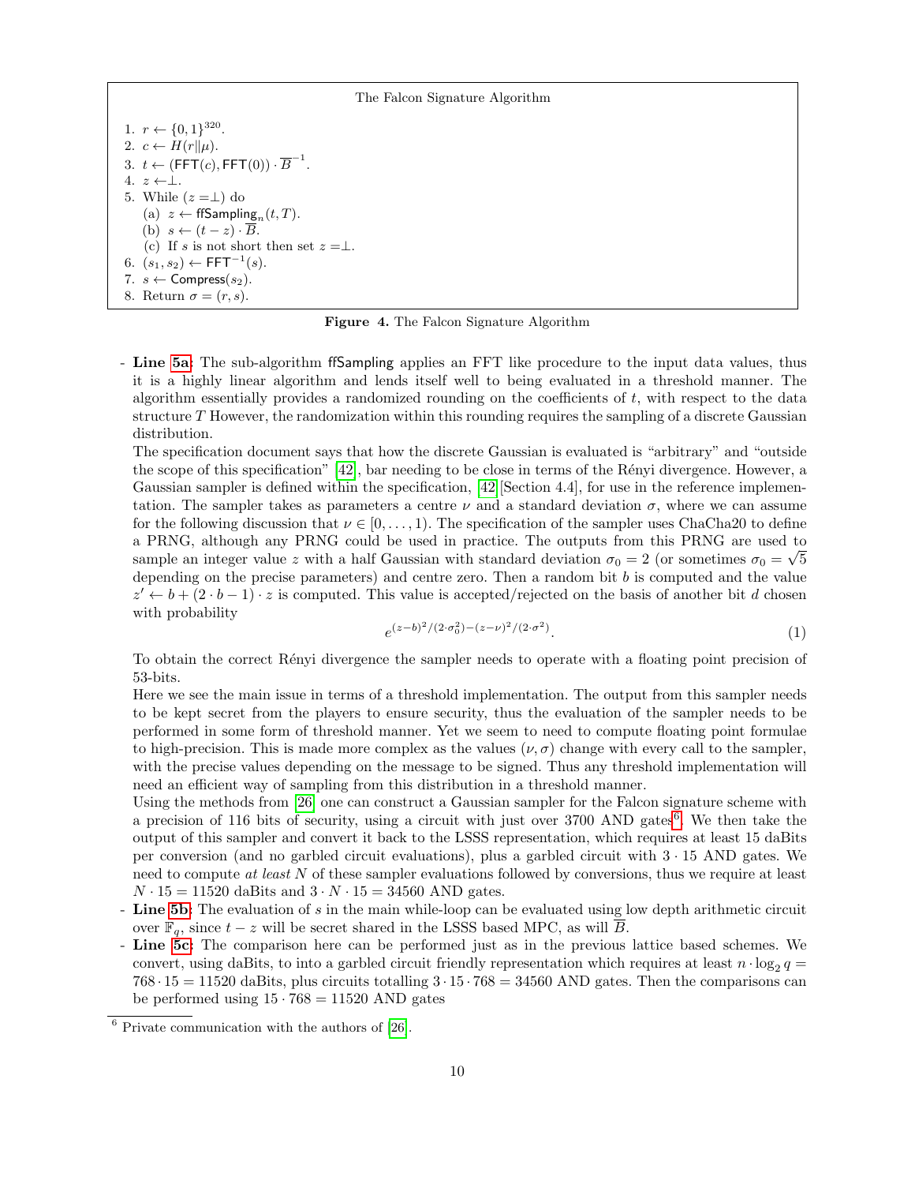**The Falcon Signature Algorithm**

1. $r \leftarrow \{0,1\}^{320}$.
2. $c \leftarrow H(r \| \mu)$.
3. $t \leftarrow (\mathsf{FFT}(c), \mathsf{FFT}(0)) \cdot \overline{B}^{-1}$.
4. $z \leftarrow \perp$.
5. While $(z = \perp)$ do
   (a) $z \leftarrow \mathsf{ffSampling}_n(t, T)$.
   (b) $s \leftarrow (t - z) \cdot \overline{B}$.
   (c) If $s$ is not short then set $z = \perp$.
6. $(s_1, s_2) \leftarrow \mathsf{FFT}^{-1}(s)$.
7. $s \leftarrow \mathsf{Compress}(s_2)$.
8. Return $\sigma = (r, s)$.

**Figure 4.** The Falcon Signature Algorithm

- **Line 5a**: The sub-algorithm ffSampling applies an FFT like procedure to the input data values, thus it is a highly linear algorithm and lends itself well to being evaluated in a threshold manner. The algorithm essentially provides a randomized rounding on the coefficients of $t$, with respect to the data structure $T$ However, the randomization within this rounding requires the sampling of a discrete Gaussian distribution.
  The specification document says that how the discrete Gaussian is evaluated is "arbitrary" and "outside the scope of this specification" [42], bar needing to be close in terms of the Rényi divergence. However, a Gaussian sampler is defined within the specification, [42][Section 4.4], for use in the reference implementation. The sampler takes as parameters a centre $\nu$ and a standard deviation $\sigma$, where we can assume for the following discussion that $\nu \in [0, \dots, 1)$. The specification of the sampler uses ChaCha20 to define a PRNG, although any PRNG could be used in practice. The outputs from this PRNG are used to sample an integer value $z$ with a half Gaussian with standard deviation $\sigma_0 = 2$ (or sometimes $\sigma_0 = \sqrt{5}$ depending on the precise parameters) and centre zero. Then a random bit $b$ is computed and the value $z' \leftarrow b + (2 \cdot b - 1) \cdot z$ is computed. This value is accepted/rejected on the basis of another bit $d$ chosen with probability
  $$e^{(z-b)^2/(2 \cdot \sigma_0^2) - (z-\nu)^2/(2 \cdot \sigma^2)}. \tag{1}$$
  To obtain the correct Rényi divergence the sampler needs to operate with a floating point precision of 53-bits.
  Here we see the main issue in terms of a threshold implementation. The output from this sampler needs to be kept secret from the players to ensure security, thus the evaluation of the sampler needs to be performed in some form of threshold manner. Yet we seem to need to compute floating point formulae to high-precision. This is made more complex as the values $(\nu, \sigma)$ change with every call to the sampler, with the precise values depending on the message to be signed. Thus any threshold implementation will need an efficient way of sampling from this distribution in a threshold manner.
  Using the methods from [26] one can construct a Gaussian sampler for the Falcon signature scheme with a precision of 116 bits of security, using a circuit with just over 3700 AND gates[6]. We then take the output of this sampler and convert it back to the LSSS representation, which requires at least 15 daBits per conversion (and no garbled circuit evaluations), plus a garbled circuit with $3 \cdot 15$ AND gates. We need to compute *at least* $N$ of these sampler evaluations followed by conversions, thus we require at least $N \cdot 15 = 11520$ daBits and $3 \cdot N \cdot 15 = 34560$ AND gates.
- **Line 5b**: The evaluation of $s$ in the main while-loop can be evaluated using low depth arithmetic circuit over $\mathbb{F}_q$, since $t - z$ will be secret shared in the LSSS based MPC, as will $\overline{B}$.
- **Line 5c**: The comparison here can be performed just as in the previous lattice based schemes. We convert, using daBits, to into a garbled circuit friendly representation which requires at least $n \cdot \log_2 q = 768 \cdot 15 = 11520$ daBits, plus circuits totalling $3 \cdot 15 \cdot 768 = 34560$ AND gates. Then the comparisons can be performed using $15 \cdot 768 = 11520$ AND gates

[6] Private communication with the authors of [26].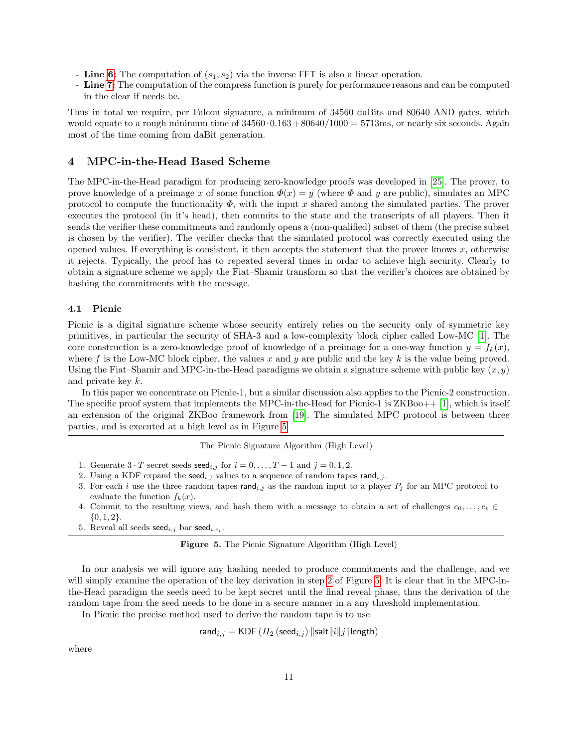- **Line 6:** The computation of $(s_1, s_2)$ via the inverse FFT is also a linear operation.
- **Line 7:** The computation of the compress function is purely for performance reasons and can be computed in the clear if needs be.

Thus in total we require, per Falcon signature, a minimum of 34560 daBits and 80640 AND gates, which would equate to a rough minimum time of $34560 \cdot 0.163 + 80640/1000 = 5713$ms, or nearly six seconds. Again most of the time coming from daBit generation.

## 4 MPC-in-the-Head Based Scheme

The MPC-in-the-Head paradigm for producing zero-knowledge proofs was developed in [25]. The prover, to prove knowledge of a preimage $x$ of some function $\Phi(x) = y$ (where $\Phi$ and $y$ are public), simulates an MPC protocol to compute the functionality $\Phi$, with the input $x$ shared among the simulated parties. The prover executes the protocol (in it's head), then commits to the state and the transcripts of all players. Then it sends the verifier these commitments and randomly opens a (non-qualified) subset of them (the precise subset is chosen by the verifier). The verifier checks that the simulated protocol was correctly executed using the opened values. If everything is consistent, it then accepts the statement that the prover knows $x$, otherwise it rejects. Typically, the proof has to repeated several times in ordar to achieve high security. Clearly to obtain a signature scheme we apply the Fiat–Shamir transform so that the verifier's choices are obtained by hashing the commitments with the message.

### 4.1 Picnic

Picnic is a digital signature scheme whose security entirely relies on the security only of symmetric key primitives, in particular the security of SHA-3 and a low-complexity block cipher called Low-MC [1]. The core construction is a zero-knowledge proof of knowledge of a preimage for a one-way function $y = f_k(x)$, where $f$ is the Low-MC block cipher, the values $x$ and $y$ are public and the key $k$ is the value being proved. Using the Fiat–Shamir and MPC-in-the-Head paradigms we obtain a signature scheme with public key $(x, y)$ and private key $k$.

In this paper we concentrate on Picnic-1, but a similar discussion also applies to the Picnic-2 construction. The specific proof system that implements the MPC-in-the-Head for Picnic-1 is ZKBoo++ [1], which is itself an extension of the original ZKBoo framework from [19]. The simulated MPC protocol is between three parties, and is executed at a high level as in Figure 5

The Picnic Signature Algorithm (High Level)

1. Generate $3 \cdot T$ secret seeds $\mathsf{seed}_{i,j}$ for $i = 0, \ldots, T-1$ and $j = 0, 1, 2$.
2. Using a KDF expand the $\mathsf{seed}_{i,j}$ values to a sequence of random tapes $\mathsf{rand}_{i,j}$.
3. For each $i$ use the three random tapes $\mathsf{rand}_{i,j}$ as the random input to a player $P_j$ for an MPC protocol to evaluate the function $f_k(x)$.
4. Commit to the resulting views, and hash them with a message to obtain a set of challenges $e_0, \ldots, e_t \in \{0, 1, 2\}$.
5. Reveal all seeds $\mathsf{seed}_{i,j}$ bar $\mathsf{seed}_{i,e_i}$.

**Figure 5.** The Picnic Signature Algorithm (High Level)

In our analysis we will ignore any hashing needed to produce commitments and the challenge, and we will simply examine the operation of the key derivation in step 2 of Figure 5. It is clear that in the MPC-in-the-Head paradigm the seeds need to be kept secret until the final reveal phase, thus the derivation of the random tape from the seed needs to be done in a secure manner in a any threshold implementation.

In Picnic the precise method used to derive the random tape is to use

$$\mathsf{rand}_{i,j} = \mathsf{KDF}\left(H_2\left(\mathsf{seed}_{i,j}\right) \| \mathsf{salt} \| i \| j \| \mathsf{length}\right)$$

where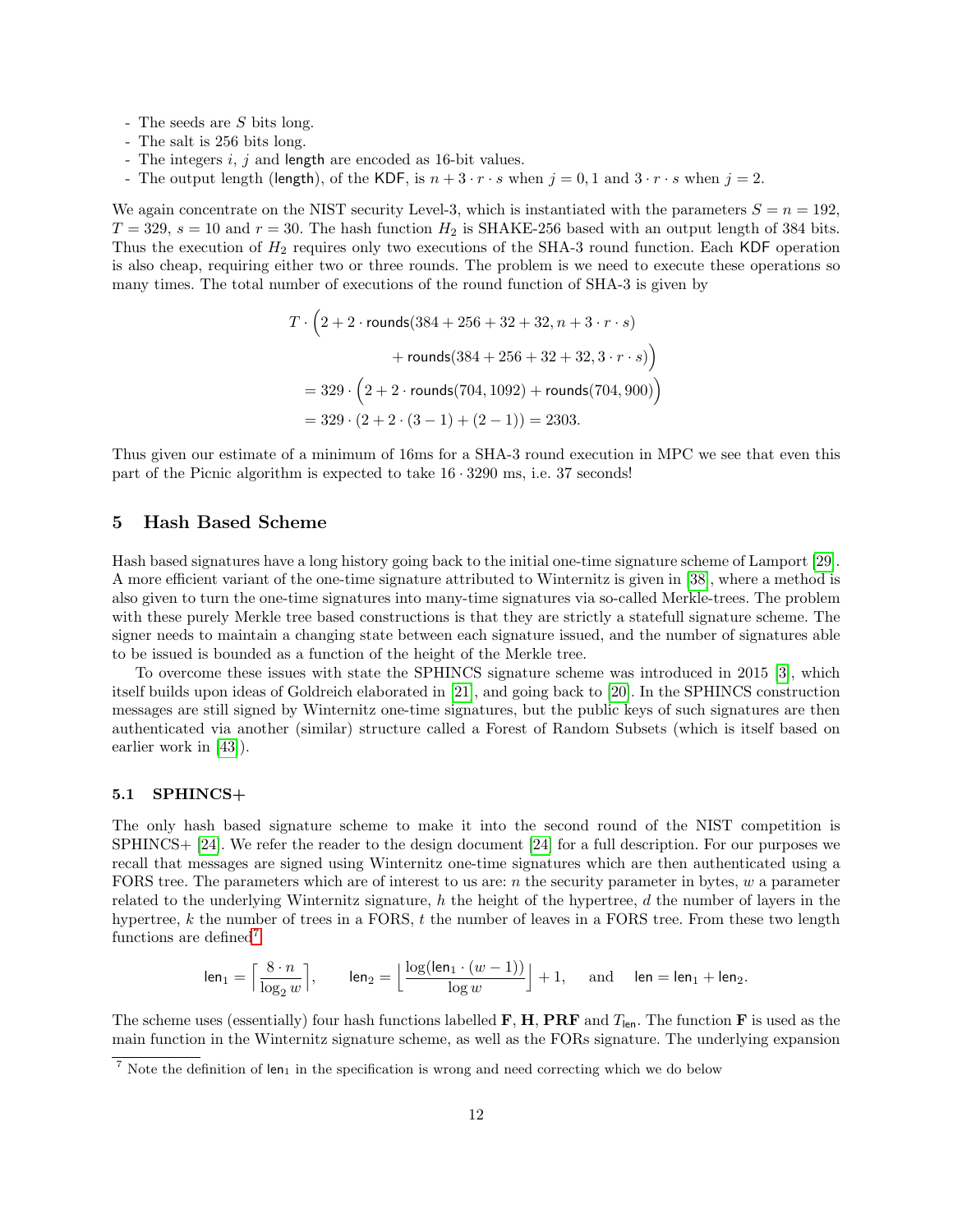- The seeds are $S$ bits long.
- The salt is 256 bits long.
- The integers $i$, $j$ and $\mathsf{length}$ are encoded as 16-bit values.
- The output length ($\mathsf{length}$), of the $\mathsf{KDF}$, is $n + 3 \cdot r \cdot s$ when $j = 0, 1$ and $3 \cdot r \cdot s$ when $j = 2$.

We again concentrate on the NIST security Level-3, which is instantiated with the parameters $S = n = 192$, $T = 329$, $s = 10$ and $r = 30$. The hash function $H_2$ is SHAKE-256 based with an output length of 384 bits. Thus the execution of $H_2$ requires only two executions of the SHA-3 round function. Each $\mathsf{KDF}$ operation is also cheap, requiring either two or three rounds. The problem is we need to execute these operations so many times. The total number of executions of the round function of SHA-3 is given by

$$
\begin{aligned}
T \cdot \Big(2 + 2 \cdot \mathsf{rounds}(384 + 256 + 32 + 32, n + 3 \cdot r \cdot s) \\
+ \mathsf{rounds}(384 + 256 + 32 + 32, 3 \cdot r \cdot s)\Big) \\
= 329 \cdot \Big(2 + 2 \cdot \mathsf{rounds}(704, 1092) + \mathsf{rounds}(704, 900)\Big) \\
= 329 \cdot (2 + 2 \cdot (3 - 1) + (2 - 1)) = 2303.
\end{aligned}
$$

Thus given our estimate of a minimum of 16ms for a SHA-3 round execution in MPC we see that even this part of the Picnic algorithm is expected to take $16 \cdot 3290$ ms, i.e. 37 seconds!

## 5 Hash Based Scheme

Hash based signatures have a long history going back to the initial one-time signature scheme of Lamport [29]. A more efficient variant of the one-time signature attributed to Winternitz is given in [38], where a method is also given to turn the one-time signatures into many-time signatures via so-called Merkle-trees. The problem with these purely Merkle tree based constructions is that they are strictly a statefull signature scheme. The signer needs to maintain a changing state between each signature issued, and the number of signatures able to be issued is bounded as a function of the height of the Merkle tree.

To overcome these issues with state the SPHINCS signature scheme was introduced in 2015 [3], which itself builds upon ideas of Goldreich elaborated in [21], and going back to [20]. In the SPHINCS construction messages are still signed by Winternitz one-time signatures, but the public keys of such signatures are then authenticated via another (similar) structure called a Forest of Random Subsets (which is itself based on earlier work in [43]).

### 5.1 SPHINCS+

The only hash based signature scheme to make it into the second round of the NIST competition is SPHINCS+ [24]. We refer the reader to the design document [24] for a full description. For our purposes we recall that messages are signed using Winternitz one-time signatures which are then authenticated using a FORS tree. The parameters which are of interest to us are: $n$ the security parameter in bytes, $w$ a parameter related to the underlying Winternitz signature, $h$ the height of the hypertree, $d$ the number of layers in the hypertree, $k$ the number of trees in a FORS, $t$ the number of leaves in a FORS tree. From these two length functions are defined[7]

$$
\mathsf{len}_1 = \left\lceil \frac{8 \cdot n}{\log_2 w} \right\rceil, \qquad \mathsf{len}_2 = \left\lfloor \frac{\log(\mathsf{len}_1 \cdot (w-1))}{\log w} \right\rfloor + 1, \quad \text{and} \quad \mathsf{len} = \mathsf{len}_1 + \mathsf{len}_2.
$$

The scheme uses (essentially) four hash functions labelled $\mathbf{F}$, $\mathbf{H}$, $\mathbf{PRF}$ and $T_{\mathsf{len}}$. The function $\mathbf{F}$ is used as the main function in the Winternitz signature scheme, as well as the FORs signature. The underlying expansion

[7] Note the definition of $\mathsf{len}_1$ in the specification is wrong and need correcting which we do below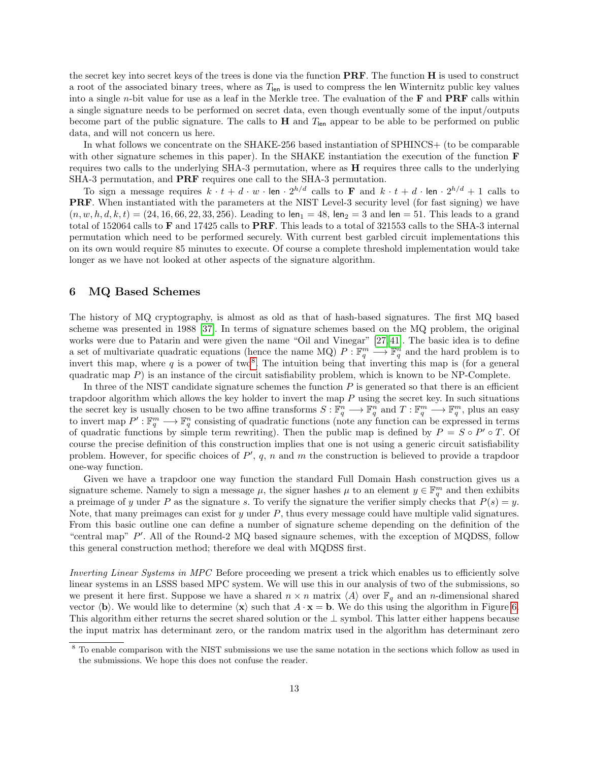the secret key into secret keys of the trees is done via the function **PRF**. The function **H** is used to construct a root of the associated binary trees, where as $T_{\mathsf{len}}$ is used to compress the len Winternitz public key values into a single $n$-bit value for use as a leaf in the Merkle tree. The evaluation of the **F** and **PRF** calls within a single signature needs to be performed on secret data, even though eventually some of the input/outputs become part of the public signature. The calls to **H** and $T_{\mathsf{len}}$ appear to be able to be performed on public data, and will not concern us here.

In what follows we concentrate on the SHAKE-256 based instantiation of SPHINCS+ (to be comparable with other signature schemes in this paper). In the SHAKE instantiation the execution of the function **F** requires two calls to the underlying SHA-3 permutation, where as **H** requires three calls to the underlying SHA-3 permutation, and **PRF** requires one call to the SHA-3 permutation.

To sign a message requires $k \cdot t + d \cdot w \cdot \mathsf{len} \cdot 2^{h/d}$ calls to **F** and $k \cdot t + d \cdot \mathsf{len} \cdot 2^{h/d} + 1$ calls to **PRF**. When instantiated with the parameters at the NIST Level-3 security level (for fast signing) we have $(n, w, h, d, k, t) = (24, 16, 66, 22, 33, 256)$. Leading to $\mathsf{len}_1 = 48$, $\mathsf{len}_2 = 3$ and $\mathsf{len} = 51$. This leads to a grand total of 152064 calls to **F** and 17425 calls to **PRF**. This leads to a total of 321553 calls to the SHA-3 internal permutation which need to be performed securely. With current best garbled circuit implementations this on its own would require 85 minutes to execute. Of course a complete threshold implementation would take longer as we have not looked at other aspects of the signature algorithm.

## 6 MQ Based Schemes

The history of MQ cryptography, is almost as old as that of hash-based signatures. The first MQ based scheme was presented in 1988 [37]. In terms of signature schemes based on the MQ problem, the original works were due to Patarin and were given the name "Oil and Vinegar" [27,41]. The basic idea is to define a set of multivariate quadratic equations (hence the name MQ) $P : \mathbb{F}_q^m \longrightarrow \mathbb{F}_q^n$ and the hard problem is to invert this map, where $q$ is a power of two[8]. The intuition being that inverting this map is (for a general quadratic map $P$) is an instance of the circuit satisfiability problem, which is known to be NP-Complete.

In three of the NIST candidate signature schemes the function $P$ is generated so that there is an efficient trapdoor algorithm which allows the key holder to invert the map $P$ using the secret key. In such situations the secret key is usually chosen to be two affine transforms $S : \mathbb{F}_q^n \longrightarrow \mathbb{F}_q^n$ and $T : \mathbb{F}_q^m \longrightarrow \mathbb{F}_q^m$, plus an easy to invert map $P' : \mathbb{F}_q^m \longrightarrow \mathbb{F}_q^n$ consisting of quadratic functions (note any function can be expressed in terms of quadratic functions by simple term rewriting). Then the public map is defined by $P = S \circ P' \circ T$. Of course the precise definition of this construction implies that one is not using a generic circuit satisfiability problem. However, for specific choices of $P'$, $q$, $n$ and $m$ the construction is believed to provide a trapdoor one-way function.

Given we have a trapdoor one way function the standard Full Domain Hash construction gives us a signature scheme. Namely to sign a message $\mu$, the signer hashes $\mu$ to an element $y \in \mathbb{F}_q^m$ and then exhibits a preimage of $y$ under $P$ as the signature $s$. To verify the signature the verifier simply checks that $P(s) = y$. Note, that many preimages can exist for $y$ under $P$, thus every message could have multiple valid signatures. From this basic outline one can define a number of signature scheme depending on the definition of the "central map" $P'$. All of the Round-2 MQ based signaure schemes, with the exception of MQDSS, follow this general construction method; therefore we deal with MQDSS first.

*Inverting Linear Systems in MPC* Before proceeding we present a trick which enables us to efficiently solve linear systems in an LSSS based MPC system. We will use this in our analysis of two of the submissions, so we present it here first. Suppose we have a shared $n \times n$ matrix $\langle A \rangle$ over $\mathbb{F}_q$ and an $n$-dimensional shared vector $\langle \mathbf{b} \rangle$. We would like to determine $\langle \mathbf{x} \rangle$ such that $A \cdot \mathbf{x} = \mathbf{b}$. We do this using the algorithm in Figure 6. This algorithm either returns the secret shared solution or the $\perp$ symbol. This latter either happens because the input matrix has determinant zero, or the random matrix used in the algorithm has determinant zero

[8] To enable comparison with the NIST submissions we use the same notation in the sections which follow as used in the submissions. We hope this does not confuse the reader.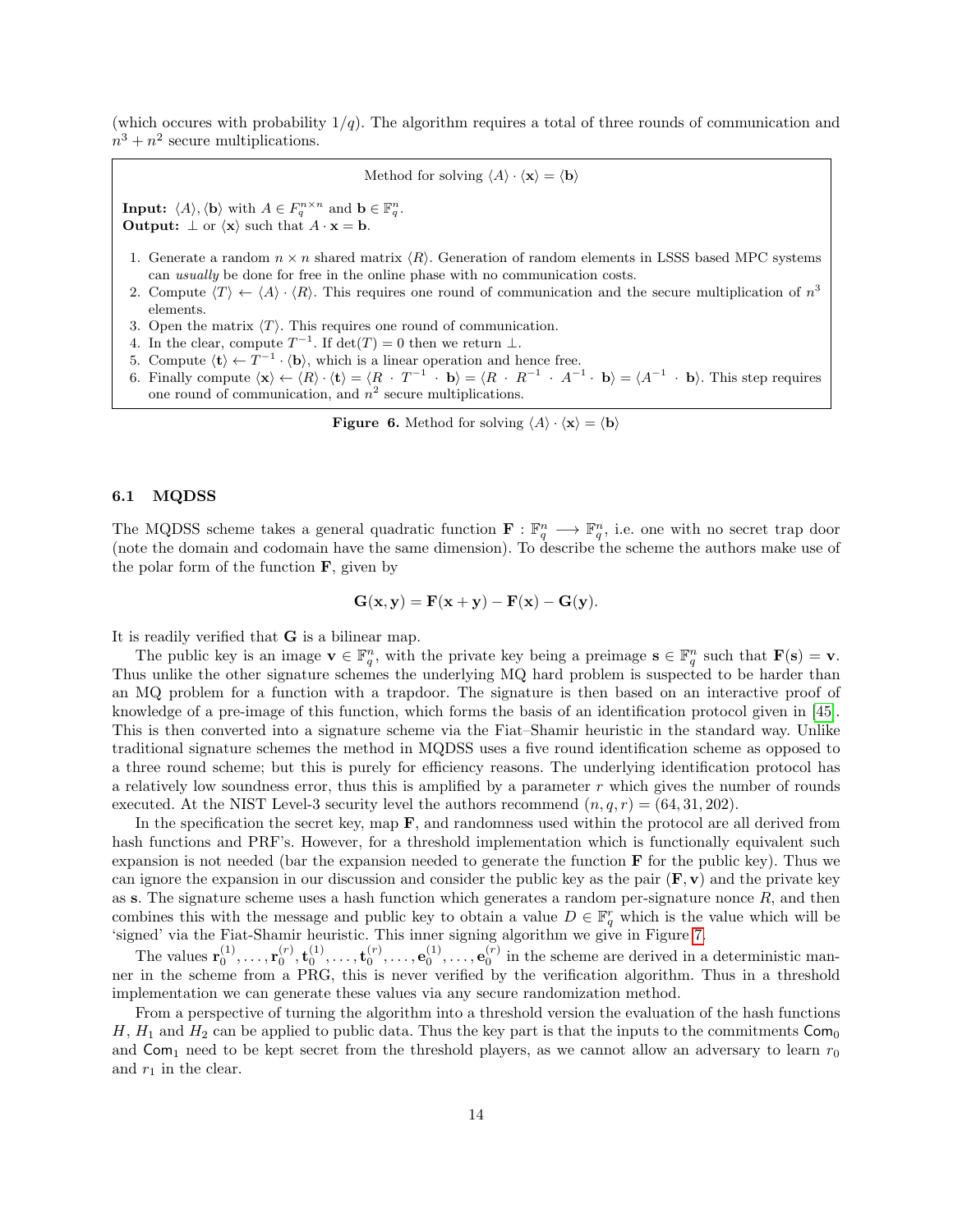(which occures with probability $1/q$). The algorithm requires a total of three rounds of communication and $n^3 + n^2$ secure multiplications.

> Method for solving $\langle A \rangle \cdot \langle \mathbf{x} \rangle = \langle \mathbf{b} \rangle$
>
> **Input:** $\langle A \rangle, \langle \mathbf{b} \rangle$ with $A \in F_q^{n \times n}$ and $\mathbf{b} \in \mathbb{F}_q^n$.
> **Output:** $\perp$ or $\langle \mathbf{x} \rangle$ such that $A \cdot \mathbf{x} = \mathbf{b}$.
>
> 1. Generate a random $n \times n$ shared matrix $\langle R \rangle$. Generation of random elements in LSSS based MPC systems can *usually* be done for free in the online phase with no communication costs.
> 2. Compute $\langle T \rangle \leftarrow \langle A \rangle \cdot \langle R \rangle$. This requires one round of communication and the secure multiplication of $n^3$ elements.
> 3. Open the matrix $\langle T \rangle$. This requires one round of communication.
> 4. In the clear, compute $T^{-1}$. If $\det(T) = 0$ then we return $\perp$.
> 5. Compute $\langle \mathbf{t} \rangle \leftarrow T^{-1} \cdot \langle \mathbf{b} \rangle$, which is a linear operation and hence free.
> 6. Finally compute $\langle \mathbf{x} \rangle \leftarrow \langle R \rangle \cdot \langle \mathbf{t} \rangle = \langle R \cdot T^{-1} \cdot \mathbf{b} \rangle = \langle R \cdot R^{-1} \cdot A^{-1} \cdot \mathbf{b} \rangle = \langle A^{-1} \cdot \mathbf{b} \rangle$. This step requires one round of communication, and $n^2$ secure multiplications.

**Figure 6.** Method for solving $\langle A \rangle \cdot \langle \mathbf{x} \rangle = \langle \mathbf{b} \rangle$

### 6.1 MQDSS

The MQDSS scheme takes a general quadratic function $\mathbf{F} : \mathbb{F}_q^n \longrightarrow \mathbb{F}_q^n$, i.e. one with no secret trap door (note the domain and codomain have the same dimension). To describe the scheme the authors make use of the polar form of the function $\mathbf{F}$, given by

$$\mathbf{G}(\mathbf{x}, \mathbf{y}) = \mathbf{F}(\mathbf{x} + \mathbf{y}) - \mathbf{F}(\mathbf{x}) - \mathbf{G}(\mathbf{y}).$$

It is readily verified that $\mathbf{G}$ is a bilinear map.

The public key is an image $\mathbf{v} \in \mathbb{F}_q^n$, with the private key being a preimage $\mathbf{s} \in \mathbb{F}_q^n$ such that $\mathbf{F}(\mathbf{s}) = \mathbf{v}$. Thus unlike the other signature schemes the underlying MQ hard problem is suspected to be harder than an MQ problem for a function with a trapdoor. The signature is then based on an interactive proof of knowledge of a pre-image of this function, which forms the basis of an identification protocol given in [45]. This is then converted into a signature scheme via the Fiat–Shamir heuristic in the standard way. Unlike traditional signature schemes the method in MQDSS uses a five round identification scheme as opposed to a three round scheme; but this is purely for efficiency reasons. The underlying identification protocol has a relatively low soundness error, thus this is amplified by a parameter $r$ which gives the number of rounds executed. At the NIST Level-3 security level the authors recommend $(n, q, r) = (64, 31, 202)$.

In the specification the secret key, map $\mathbf{F}$, and randomness used within the protocol are all derived from hash functions and PRF's. However, for a threshold implementation which is functionally equivalent such expansion is not needed (bar the expansion needed to generate the function $\mathbf{F}$ for the public key). Thus we can ignore the expansion in our discussion and consider the public key as the pair $(\mathbf{F}, \mathbf{v})$ and the private key as $\mathbf{s}$. The signature scheme uses a hash function which generates a random per-signature nonce $R$, and then combines this with the message and public key to obtain a value $D \in \mathbb{F}_q^r$ which is the value which will be 'signed' via the Fiat-Shamir heuristic. This inner signing algorithm we give in Figure 7.

The values $\mathbf{r}_0^{(1)}, \ldots, \mathbf{r}_0^{(r)}, \mathbf{t}_0^{(1)}, \ldots, \mathbf{t}_0^{(r)}, \ldots, \mathbf{e}_0^{(1)}, \ldots, \mathbf{e}_0^{(r)}$ in the scheme are derived in a deterministic manner in the scheme from a PRG, this is never verified by the verification algorithm. Thus in a threshold implementation we can generate these values via any secure randomization method.

From a perspective of turning the algorithm into a threshold version the evaluation of the hash functions $H$, $H_1$ and $H_2$ can be applied to public data. Thus the key part is that the inputs to the commitments $\mathsf{Com}_0$ and $\mathsf{Com}_1$ need to be kept secret from the threshold players, as we cannot allow an adversary to learn $r_0$ and $r_1$ in the clear.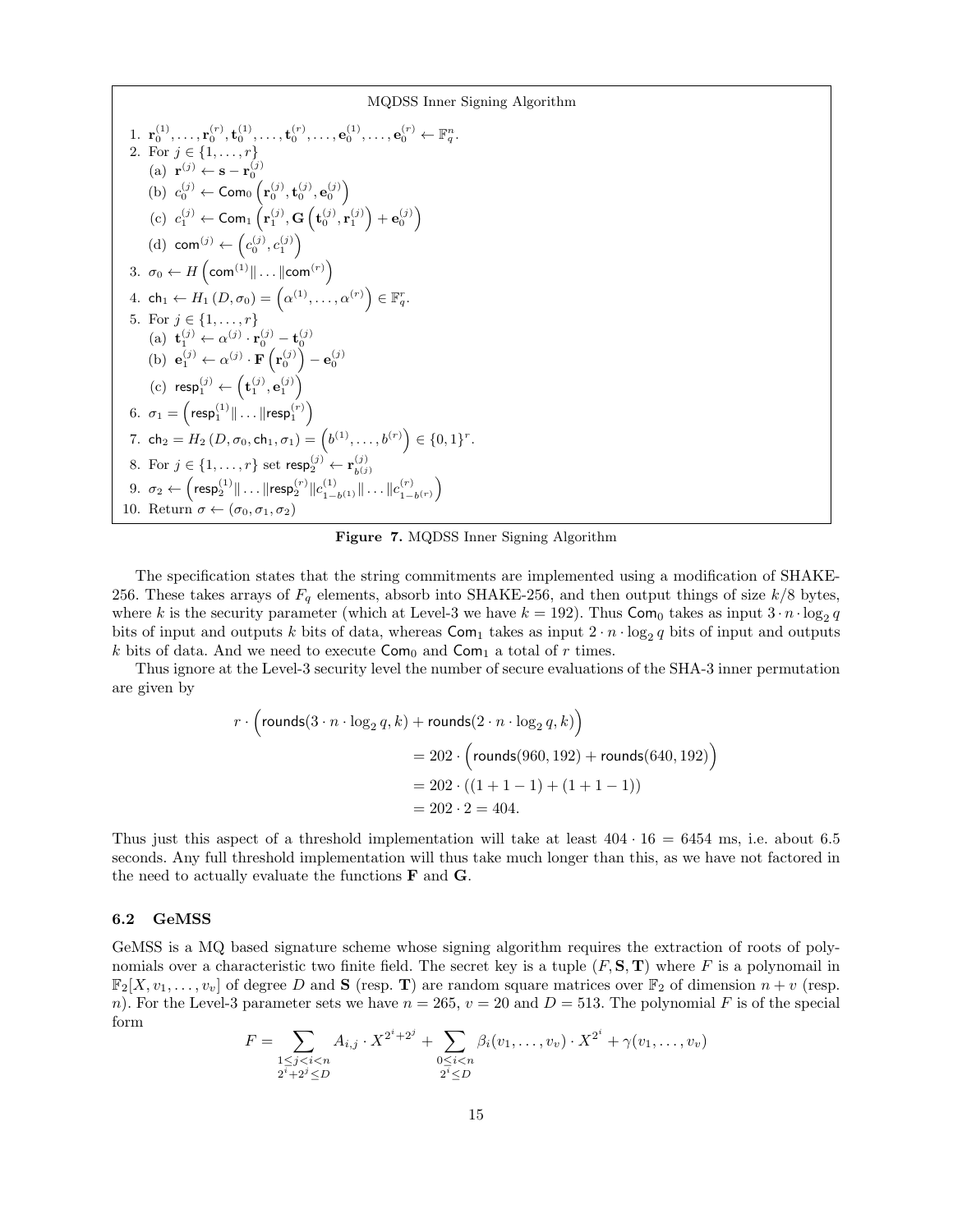**MQDSS Inner Signing Algorithm**

1. $\mathbf{r}_0^{(1)}, \ldots, \mathbf{r}_0^{(r)}, \mathbf{t}_0^{(1)}, \ldots, \mathbf{t}_0^{(r)}, \ldots, \mathbf{e}_0^{(1)}, \ldots, \mathbf{e}_0^{(r)} \leftarrow \mathbb{F}_q^n$.
2. For $j \in \{1, \ldots, r\}$
   (a) $\mathbf{r}^{(j)} \leftarrow \mathbf{s} - \mathbf{r}_0^{(j)}$
   (b) $c_0^{(j)} \leftarrow \mathsf{Com}_0\left(\mathbf{r}_0^{(j)}, \mathbf{t}_0^{(j)}, \mathbf{e}_0^{(j)}\right)$
   (c) $c_1^{(j)} \leftarrow \mathsf{Com}_1\left(\mathbf{r}_1^{(j)}, \mathbf{G}\left(\mathbf{t}_0^{(j)}, \mathbf{r}_1^{(j)}\right) + \mathbf{e}_0^{(j)}\right)$
   (d) $\mathsf{com}^{(j)} \leftarrow \left(c_0^{(j)}, c_1^{(j)}\right)$
3. $\sigma_0 \leftarrow H\left(\mathsf{com}^{(1)} \| \ldots \| \mathsf{com}^{(r)}\right)$
4. $\mathsf{ch}_1 \leftarrow H_1(D, \sigma_0) = \left(\alpha^{(1)}, \ldots, \alpha^{(r)}\right) \in \mathbb{F}_q^r$.
5. For $j \in \{1, \ldots, r\}$
   (a) $\mathbf{t}_1^{(j)} \leftarrow \alpha^{(j)} \cdot \mathbf{r}_0^{(j)} - \mathbf{t}_0^{(j)}$
   (b) $\mathbf{e}_1^{(j)} \leftarrow \alpha^{(j)} \cdot \mathbf{F}\left(\mathbf{r}_0^{(j)}\right) - \mathbf{e}_0^{(j)}$
   (c) $\mathsf{resp}_1^{(j)} \leftarrow \left(\mathbf{t}_1^{(j)}, \mathbf{e}_1^{(j)}\right)$
6. $\sigma_1 = \left(\mathsf{resp}_1^{(1)} \| \ldots \| \mathsf{resp}_1^{(r)}\right)$
7. $\mathsf{ch}_2 = H_2(D, \sigma_0, \mathsf{ch}_1, \sigma_1) = \left(b^{(1)}, \ldots, b^{(r)}\right) \in \{0,1\}^r$.
8. For $j \in \{1, \ldots, r\}$ set $\mathsf{resp}_2^{(j)} \leftarrow \mathbf{r}_{b^{(j)}}^{(j)}$
9. $\sigma_2 \leftarrow \left(\mathsf{resp}_2^{(1)} \| \ldots \| \mathsf{resp}_2^{(r)} \| c_{1-b^{(1)}}^{(1)} \| \ldots \| c_{1-b^{(r)}}^{(r)}\right)$
10. Return $\sigma \leftarrow (\sigma_0, \sigma_1, \sigma_2)$

**Figure 7.** MQDSS Inner Signing Algorithm

The specification states that the string commitments are implemented using a modification of SHAKE-256. These takes arrays of $F_q$ elements, absorb into SHAKE-256, and then output things of size $k/8$ bytes, where $k$ is the security parameter (which at Level-3 we have $k = 192$). Thus $\mathsf{Com}_0$ takes as input $3 \cdot n \cdot \log_2 q$ bits of input and outputs $k$ bits of data, whereas $\mathsf{Com}_1$ takes as input $2 \cdot n \cdot \log_2 q$ bits of input and outputs $k$ bits of data. And we need to execute $\mathsf{Com}_0$ and $\mathsf{Com}_1$ a total of $r$ times.

Thus ignore at the Level-3 security level the number of secure evaluations of the SHA-3 inner permutation are given by

$$
\begin{aligned}
r \cdot \Big(\mathsf{rounds}(3 \cdot n \cdot \log_2 q, k) + \mathsf{rounds}(2 \cdot n \cdot \log_2 q, k)\Big) \\
&= 202 \cdot \Big(\mathsf{rounds}(960, 192) + \mathsf{rounds}(640, 192)\Big) \\
&= 202 \cdot ((1 + 1 - 1) + (1 + 1 - 1)) \\
&= 202 \cdot 2 = 404.
\end{aligned}
$$

Thus just this aspect of a threshold implementation will take at least $404 \cdot 16 = 6454$ ms, i.e. about 6.5 seconds. Any full threshold implementation will thus take much longer than this, as we have not factored in the need to actually evaluate the functions $\mathbf{F}$ and $\mathbf{G}$.

### 6.2 GeMSS

GeMSS is a MQ based signature scheme whose signing algorithm requires the extraction of roots of polynomials over a characteristic two finite field. The secret key is a tuple $(F, \mathbf{S}, \mathbf{T})$ where $F$ is a polynomail in $\mathbb{F}_2[X, v_1, \ldots, v_v]$ of degree $D$ and $\mathbf{S}$ (resp. $\mathbf{T}$) are random square matrices over $\mathbb{F}_2$ of dimension $n + v$ (resp. $n$). For the Level-3 parameter sets we have $n = 265$, $v = 20$ and $D = 513$. The polynomial $F$ is of the special form

$$
F = \sum_{\substack{1 \le j < i < n \\ 2^i + 2^j \le D}} A_{i,j} \cdot X^{2^i + 2^j} + \sum_{\substack{0 \le i < n \\ 2^i \le D}} \beta_i(v_1, \ldots, v_v) \cdot X^{2^i} + \gamma(v_1, \ldots, v_v)
$$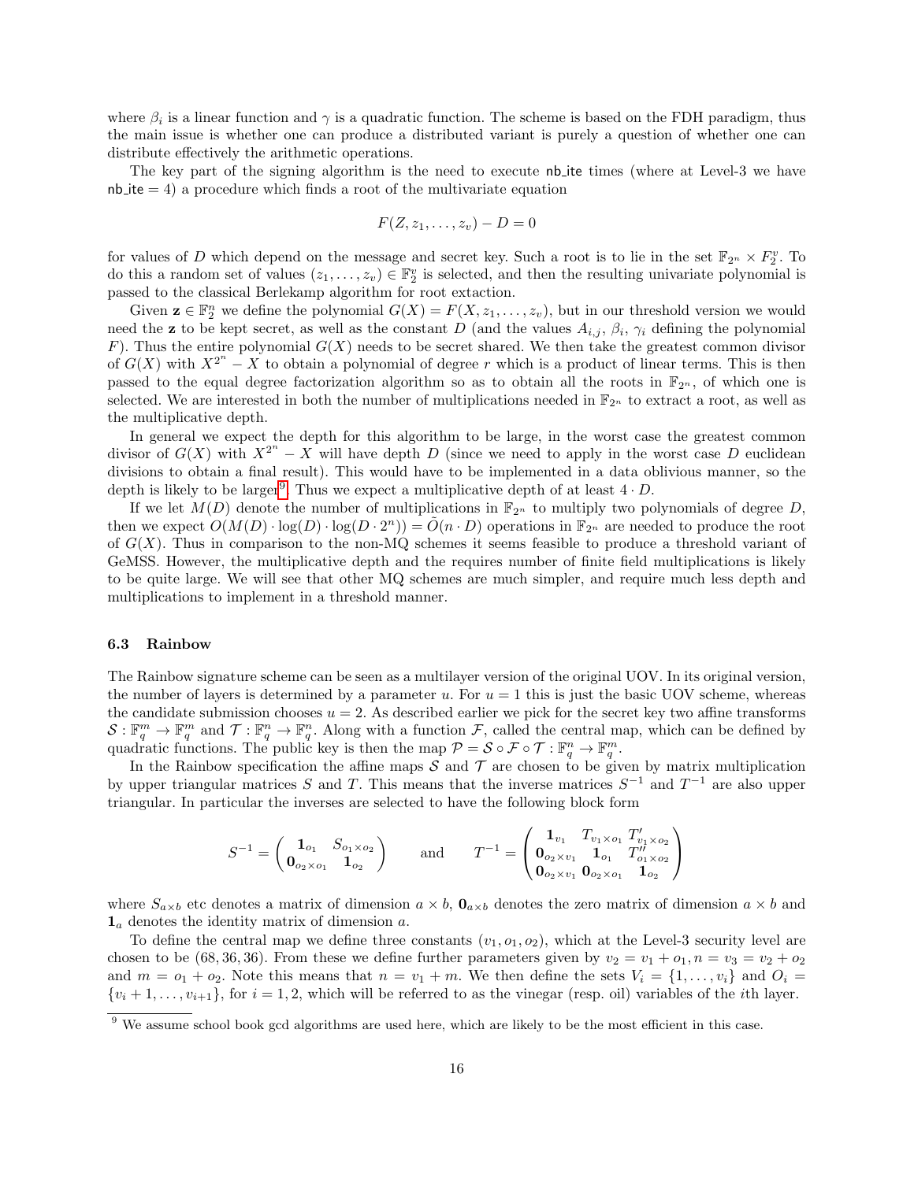where $\beta_i$ is a linear function and $\gamma$ is a quadratic function. The scheme is based on the FDH paradigm, thus the main issue is whether one can produce a distributed variant is purely a question of whether one can distribute effectively the arithmetic operations.

The key part of the signing algorithm is the need to execute nb_ite times (where at Level-3 we have nb_ite $= 4$) a procedure which finds a root of the multivariate equation

$$F(Z, z_1, \ldots, z_v) - D = 0$$

for values of $D$ which depend on the message and secret key. Such a root is to lie in the set $\mathbb{F}_{2^n} \times F_2^v$. To do this a random set of values $(z_1, \ldots, z_v) \in \mathbb{F}_2^v$ is selected, and then the resulting univariate polynomial is passed to the classical Berlekamp algorithm for root extaction.

Given $\mathbf{z} \in \mathbb{F}_2^n$ we define the polynomial $G(X) = F(X, z_1, \ldots, z_v)$, but in our threshold version we would need the $\mathbf{z}$ to be kept secret, as well as the constant $D$ (and the values $A_{i,j}$, $\beta_i$, $\gamma_i$ defining the polynomial $F$). Thus the entire polynomial $G(X)$ needs to be secret shared. We then take the greatest common divisor of $G(X)$ with $X^{2^n} - X$ to obtain a polynomial of degree $r$ which is a product of linear terms. This is then passed to the equal degree factorization algorithm so as to obtain all the roots in $\mathbb{F}_{2^n}$, of which one is selected. We are interested in both the number of multiplications needed in $\mathbb{F}_{2^n}$ to extract a root, as well as the multiplicative depth.

In general we expect the depth for this algorithm to be large, in the worst case the greatest common divisor of $G(X)$ with $X^{2^n} - X$ will have depth $D$ (since we need to apply in the worst case $D$ euclidean divisions to obtain a final result). This would have to be implemented in a data oblivious manner, so the depth is likely to be larger[9]. Thus we expect a multiplicative depth of at least $4 \cdot D$.

If we let $M(D)$ denote the number of multiplications in $\mathbb{F}_{2^n}$ to multiply two polynomials of degree $D$, then we expect $O(M(D) \cdot \log(D) \cdot \log(D \cdot 2^n)) = \tilde{O}(n \cdot D)$ operations in $\mathbb{F}_{2^n}$ are needed to produce the root of $G(X)$. Thus in comparison to the non-MQ schemes it seems feasible to produce a threshold variant of GeMSS. However, the multiplicative depth and the requires number of finite field multiplications is likely to be quite large. We will see that other MQ schemes are much simpler, and require much less depth and multiplications to implement in a threshold manner.

### 6.3 Rainbow

The Rainbow signature scheme can be seen as a multilayer version of the original UOV. In its original version, the number of layers is determined by a parameter $u$. For $u = 1$ this is just the basic UOV scheme, whereas the candidate submission chooses $u = 2$. As described earlier we pick for the secret key two affine transforms $\mathcal{S} : \mathbb{F}_q^m \to \mathbb{F}_q^m$ and $\mathcal{T} : \mathbb{F}_q^n \to \mathbb{F}_q^n$. Along with a function $\mathcal{F}$, called the central map, which can be defined by quadratic functions. The public key is then the map $\mathcal{P} = \mathcal{S} \circ \mathcal{F} \circ \mathcal{T} : \mathbb{F}_q^n \to \mathbb{F}_q^m$.

In the Rainbow specification the affine maps $\mathcal{S}$ and $\mathcal{T}$ are chosen to be given by matrix multiplication by upper triangular matrices $S$ and $T$. This means that the inverse matrices $S^{-1}$ and $T^{-1}$ are also upper triangular. In particular the inverses are selected to have the following block form

$$S^{-1} = \begin{pmatrix} \mathbf{1}_{o_1} & S_{o_1 \times o_2} \\ \mathbf{0}_{o_2 \times o_1} & \mathbf{1}_{o_2} \end{pmatrix} \qquad \text{and} \qquad T^{-1} = \begin{pmatrix} \mathbf{1}_{v_1} & T_{v_1 \times o_1} & T'_{v_1 \times o_2} \\ \mathbf{0}_{o_2 \times v_1} & \mathbf{1}_{o_1} & T''_{o_1 \times o_2} \\ \mathbf{0}_{o_2 \times v_1} & \mathbf{0}_{o_2 \times o_1} & \mathbf{1}_{o_2} \end{pmatrix}$$

where $S_{a \times b}$ etc denotes a matrix of dimension $a \times b$, $\mathbf{0}_{a \times b}$ denotes the zero matrix of dimension $a \times b$ and $\mathbf{1}_a$ denotes the identity matrix of dimension $a$.

To define the central map we define three constants $(v_1, o_1, o_2)$, which at the Level-3 security level are chosen to be $(68, 36, 36)$. From these we define further parameters given by $v_2 = v_1 + o_1, n = v_3 = v_2 + o_2$ and $m = o_1 + o_2$. Note this means that $n = v_1 + m$. We then define the sets $V_i = \{1, \ldots, v_i\}$ and $O_i = \{v_i + 1, \ldots, v_{i+1}\}$, for $i = 1, 2$, which will be referred to as the vinegar (resp. oil) variables of the $i$th layer.

[9] We assume school book gcd algorithms are used here, which are likely to be the most efficient in this case.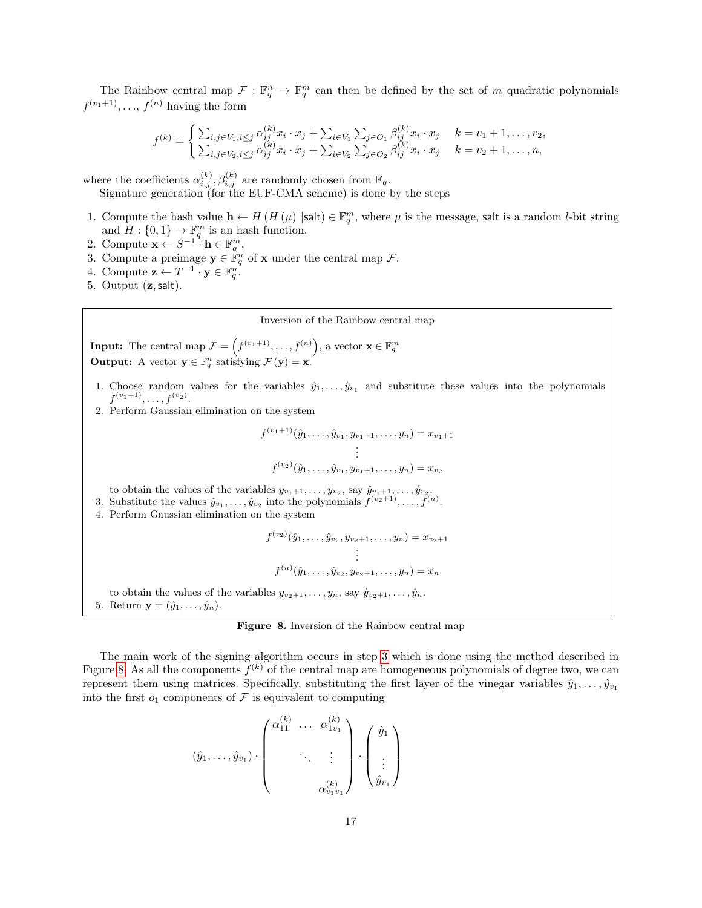The Rainbow central map $\mathcal{F} : \mathbb{F}_q^n \to \mathbb{F}_q^m$ can then be defined by the set of $m$ quadratic polynomials $f^{(v_1+1)}, \ldots, f^{(n)}$ having the form

$$
f^{(k)} = \begin{cases} \sum_{i,j \in V_1, i \leq j} \alpha_{ij}^{(k)} x_i \cdot x_j + \sum_{i \in V_1} \sum_{j \in O_1} \beta_{ij}^{(k)} x_i \cdot x_j & k = v_1+1, \ldots, v_2, \\ \sum_{i,j \in V_2, i \leq j} \alpha_{ij}^{(k)} x_i \cdot x_j + \sum_{i \in V_2} \sum_{j \in O_2} \beta_{ij}^{(k)} x_i \cdot x_j & k = v_2+1, \ldots, n, \end{cases}
$$

where the coefficients $\alpha_{i,j}^{(k)}, \beta_{i,j}^{(k)}$ are randomly chosen from $\mathbb{F}_q$.

Signature generation (for the EUF-CMA scheme) is done by the steps

1. Compute the hash value $\mathbf{h} \leftarrow H\left(H\left(\mu\right) \| \mathsf{salt}\right) \in \mathbb{F}_q^m$, where $\mu$ is the message, $\mathsf{salt}$ is a random $l$-bit string and $H : \{0,1\} \to \mathbb{F}_q^m$ is an hash function.
2. Compute $\mathbf{x} \leftarrow S^{-1} \cdot \mathbf{h} \in \mathbb{F}_q^m$,
3. Compute a preimage $\mathbf{y} \in \mathbb{F}_q^n$ of $\mathbf{x}$ under the central map $\mathcal{F}$.
4. Compute $\mathbf{z} \leftarrow T^{-1} \cdot \mathbf{y} \in \mathbb{F}_q^n$.
5. Output $(\mathbf{z}, \mathsf{salt})$.

---

Inversion of the Rainbow central map

**Input:** The central map $\mathcal{F} = \left(f^{(v_1+1)}, \ldots, f^{(n)}\right)$, a vector $\mathbf{x} \in \mathbb{F}_q^m$
**Output:** A vector $\mathbf{y} \in \mathbb{F}_q^n$ satisfying $\mathcal{F}\left(\mathbf{y}\right) = \mathbf{x}$.

1. Choose random values for the variables $\hat{y}_1, \ldots, \hat{y}_{v_1}$ and substitute these values into the polynomials $f^{(v_1+1)}, \ldots, f^{(v_2)}$.
2. Perform Gaussian elimination on the system

$$
\begin{gathered}
f^{(v_1+1)}(\hat{y}_1, \ldots, \hat{y}_{v_1}, y_{v_1+1}, \ldots, y_n) = x_{v_1+1} \\
\vdots \\
f^{(v_2)}(\hat{y}_1, \ldots, \hat{y}_{v_1}, y_{v_1+1}, \ldots, y_n) = x_{v_2}
\end{gathered}
$$

   to obtain the values of the variables $y_{v_1+1}, \ldots, y_{v_2}$, say $\hat{y}_{v_1+1}, \ldots, \hat{y}_{v_2}$.
3. Substitute the values $\hat{y}_{v_1}, \ldots, \hat{y}_{v_2}$ into the polynomials $f^{(v_2+1)}, \ldots, f^{(n)}$.
4. Perform Gaussian elimination on the system

$$
\begin{gathered}
f^{(v_2)}(\hat{y}_1, \ldots, \hat{y}_{v_2}, y_{v_2+1}, \ldots, y_n) = x_{v_2+1} \\
\vdots \\
f^{(n)}(\hat{y}_1, \ldots, \hat{y}_{v_2}, y_{v_2+1}, \ldots, y_n) = x_n
\end{gathered}
$$

   to obtain the values of the variables $y_{v_2+1}, \ldots, y_n$, say $\hat{y}_{v_2+1}, \ldots, \hat{y}_n$.
5. Return $\mathbf{y} = (\hat{y}_1, \ldots, \hat{y}_n)$.

---

**Figure 8.** Inversion of the Rainbow central map

The main work of the signing algorithm occurs in step 3 which is done using the method described in Figure 8. As all the components $f^{(k)}$ of the central map are homogeneous polynomials of degree two, we can represent them using matrices. Specifically, substituting the first layer of the vinegar variables $\hat{y}_1, \ldots, \hat{y}_{v_1}$ into the first $o_1$ components of $\mathcal{F}$ is equivalent to computing

$$
(\hat{y}_1, \ldots, \hat{y}_{v_1}) \cdot \begin{pmatrix} \alpha_{11}^{(k)} & \ldots & \alpha_{1v_1}^{(k)} \\ & \ddots & \vdots \\ & & \alpha_{v_1 v_1}^{(k)} \end{pmatrix} \cdot \begin{pmatrix} \hat{y}_1 \\ \vdots \\ \hat{y}_{v_1} \end{pmatrix}
$$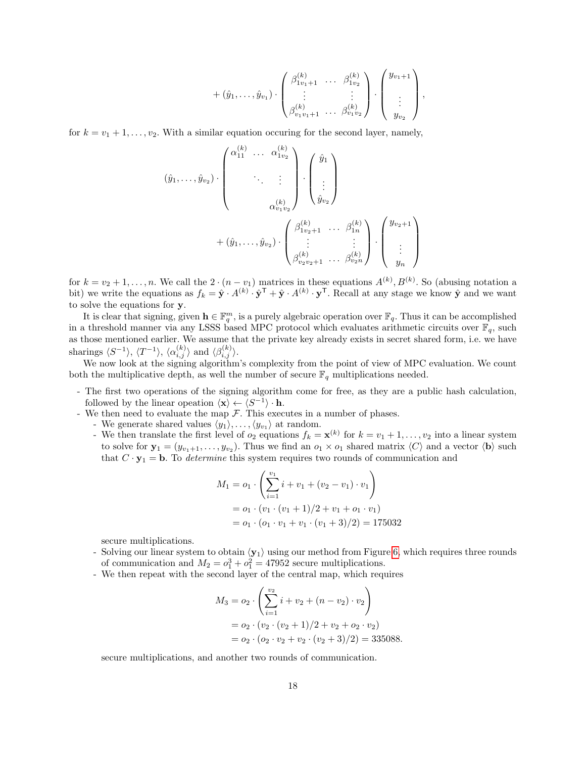$$
+ (\hat{y}_1, \ldots, \hat{y}_{v_1}) \cdot \begin{pmatrix} \beta^{(k)}_{1 v_1+1} & \cdots & \beta^{(k)}_{1 v_2} \\ \vdots & & \vdots \\ \beta^{(k)}_{v_1 v_1+1} & \cdots & \beta^{(k)}_{v_1 v_2} \end{pmatrix} \cdot \begin{pmatrix} y_{v_1+1} \\ \vdots \\ y_{v_2} \end{pmatrix},
$$

for $k = v_1 + 1, \ldots, v_2$. With a similar equation occuring for the second layer, namely,

$$
(\hat{y}_1, \ldots, \hat{y}_{v_2}) \cdot \begin{pmatrix} \alpha^{(k)}_{11} & \cdots & \alpha^{(k)}_{1 v_2} \\ & \ddots & \vdots \\ & & \alpha^{(k)}_{v_1 v_2} \end{pmatrix} \cdot \begin{pmatrix} \hat{y}_1 \\ \vdots \\ \hat{y}_{v_2} \end{pmatrix}
$$

$$
+ (\hat{y}_1, \ldots, \hat{y}_{v_2}) \cdot \begin{pmatrix} \beta^{(k)}_{1 v_2+1} & \cdots & \beta^{(k)}_{1 n} \\ \vdots & & \vdots \\ \beta^{(k)}_{v_2 v_2+1} & \cdots & \beta^{(k)}_{v_2 n} \end{pmatrix} \cdot \begin{pmatrix} y_{v_2+1} \\ \vdots \\ y_n \end{pmatrix}
$$

for $k = v_2 + 1, \ldots, n$. We call the $2 \cdot (n - v_1)$ matrices in these equations $A^{(k)}, B^{(k)}$. So (abusing notation a bit) we write the equations as $f_k = \hat{\mathbf{y}} \cdot A^{(k)} \cdot \hat{\mathbf{y}}^\mathsf{T} + \hat{\mathbf{y}} \cdot A^{(k)} \cdot \mathbf{y}^\mathsf{T}$. Recall at any stage we know $\hat{\mathbf{y}}$ and we want to solve the equations for $\mathbf{y}$.

It is clear that signing, given $\mathbf{h} \in \mathbb{F}_q^m$, is a purely algebraic operation over $\mathbb{F}_q$. Thus it can be accomplished in a threshold manner via any LSSS based MPC protocol which evaluates arithmetic circuits over $\mathbb{F}_q$, such as those mentioned earlier. We assume that the private key already exists in secret shared form, i.e. we have sharings $\langle S^{-1} \rangle$, $\langle T^{-1} \rangle$, $\langle \alpha^{(k)}_{i,j} \rangle$ and $\langle \beta^{(k)}_{i,j} \rangle$.

We now look at the signing algorithm's complexity from the point of view of MPC evaluation. We count both the multiplicative depth, as well the number of secure $\mathbb{F}_q$ multiplications needed.

- The first two operations of the signing algorithm come for free, as they are a public hash calculation, followed by the linear opeation $\langle \mathbf{x} \rangle \leftarrow \langle S^{-1} \rangle \cdot \mathbf{h}$.
- We then need to evaluate the map $\mathcal{F}$. This executes in a number of phases.
  - We generate shared values $\langle y_1 \rangle, \ldots, \langle y_{v_1} \rangle$ at random.
  - We then translate the first level of $o_2$ equations $f_k = \mathbf{x}^{(k)}$ for $k = v_1 + 1, \ldots, v_2$ into a linear system to solve for $\mathbf{y}_1 = (y_{v_1+1}, \ldots, y_{v_2})$. Thus we find an $o_1 \times o_1$ shared matrix $\langle C \rangle$ and a vector $\langle \mathbf{b} \rangle$ such that $C \cdot \mathbf{y}_1 = \mathbf{b}$. To *determine* this system requires two rounds of communication and

$$
\begin{aligned}
M_1 &= o_1 \cdot \left( \sum_{i=1}^{v_1} i + v_1 + (v_2 - v_1) \cdot v_1 \right) \\
&= o_1 \cdot (v_1 \cdot (v_1 + 1)/2 + v_1 + o_1 \cdot v_1) \\
&= o_1 \cdot (o_1 \cdot v_1 + v_1 \cdot (v_1 + 3)/2) = 175032
\end{aligned}
$$

    secure multiplications.
  - Solving our linear system to obtain $\langle \mathbf{y}_1 \rangle$ using our method from Figure 6, which requires three rounds of communication and $M_2 = o_1^3 + o_1^2 = 47952$ secure multiplications.
  - We then repeat with the second layer of the central map, which requires

$$
\begin{aligned}
M_3 &= o_2 \cdot \left( \sum_{i=1}^{v_2} i + v_2 + (n - v_2) \cdot v_2 \right) \\
&= o_2 \cdot (v_2 \cdot (v_2 + 1)/2 + v_2 + o_2 \cdot v_2) \\
&= o_2 \cdot (o_2 \cdot v_2 + v_2 \cdot (v_2 + 3)/2) = 335088.
\end{aligned}
$$

    secure multiplications, and another two rounds of communication.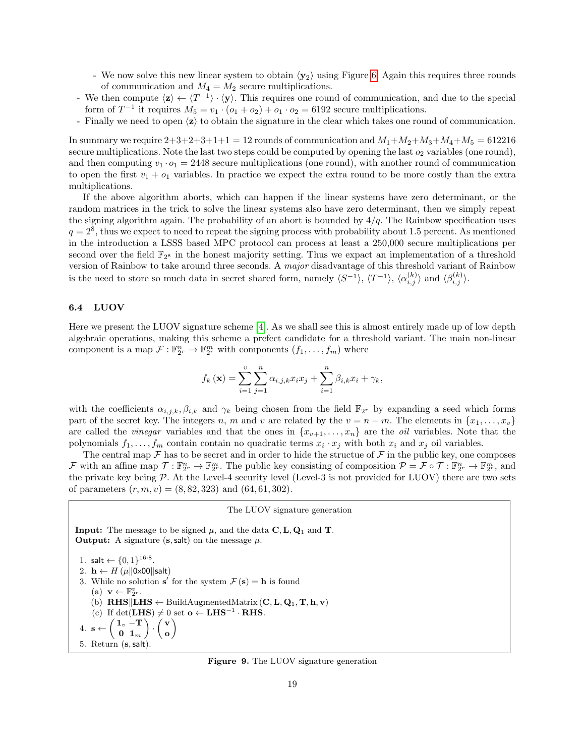- We now solve this new linear system to obtain $\langle \mathbf{y}_2 \rangle$ using Figure 6. Again this requires three rounds of communication and $M_4 = M_2$ secure multiplications.
- We then compute $\langle \mathbf{z} \rangle \leftarrow \langle T^{-1} \rangle \cdot \langle \mathbf{y} \rangle$. This requires one round of communication, and due to the special form of $T^{-1}$ it requires $M_5 = v_1 \cdot (o_1 + o_2) + o_1 \cdot o_2 = 6192$ secure multiplications.
- Finally we need to open $\langle \mathbf{z} \rangle$ to obtain the signature in the clear which takes one round of communication.

In summary we require $2+3+2+3+1+1 = 12$ rounds of communication and $M_1+M_2+M_3+M_4+M_5 = 612216$ secure multiplications. Note the last two steps could be computed by opening the last $o_2$ variables (one round), and then computing $v_1 \cdot o_1 = 2448$ secure multiplications (one round), with another round of communication to open the first $v_1 + o_1$ variables. In practice we expect the extra round to be more costly than the extra multiplications.

If the above algorithm aborts, which can happen if the linear systems have zero determinant, or the random matrices in the trick to solve the linear systems also have zero determinant, then we simply repeat the signing algorithm again. The probability of an abort is bounded by $4/q$. The Rainbow specification uses $q = 2^8$, thus we expect to need to repeat the signing process with probability about 1.5 percent. As mentioned in the introduction a LSSS based MPC protocol can process at least a 250,000 secure multiplications per second over the field $\mathbb{F}_{2^8}$ in the honest majority setting. Thus we expact an implementation of a threshold version of Rainbow to take around three seconds. A *major* disadvantage of this threshold variant of Rainbow is the need to store so much data in secret shared form, namely $\langle S^{-1} \rangle$, $\langle T^{-1} \rangle$, $\langle \alpha_{i,j}^{(k)} \rangle$ and $\langle \beta_{i,j}^{(k)} \rangle$.

### 6.4 LUOV

Here we present the LUOV signature scheme [4]. As we shall see this is almost entirely made up of low depth algebraic operations, making this scheme a prefect candidate for a threshold variant. The main non-linear component is a map $\mathcal{F} : \mathbb{F}_{2^r}^n \to \mathbb{F}_{2^r}^m$ with components $(f_1, \ldots, f_m)$ where

$$f_k(\mathbf{x}) = \sum_{i=1}^{v} \sum_{j=1}^{n} \alpha_{i,j,k} x_i x_j + \sum_{i=1}^{n} \beta_{i,k} x_i + \gamma_k,$$

with the coefficients $\alpha_{i,j,k}, \beta_{i,k}$ and $\gamma_k$ being chosen from the field $\mathbb{F}_{2^r}$ by expanding a seed which forms part of the secret key. The integers $n$, $m$ and $v$ are related by the $v = n - m$. The elements in $\{x_1, \ldots, x_v\}$ are called the *vinegar* variables and that the ones in $\{x_{v+1}, \ldots, x_n\}$ are the *oil* variables. Note that the polynomials $f_1, \ldots, f_m$ contain contain no quadratic terms $x_i \cdot x_j$ with both $x_i$ and $x_j$ oil variables.

The central map $\mathcal{F}$ has to be secret and in order to hide the structue of $\mathcal{F}$ in the public key, one composes $\mathcal{F}$ with an affine map $\mathcal{T} : \mathbb{F}_{2^r}^n \to \mathbb{F}_{2^r}^m$. The public key consisting of composition $\mathcal{P} = \mathcal{F} \circ \mathcal{T} : \mathbb{F}_{2^r}^n \to \mathbb{F}_{2^r}^m$, and the private key being $\mathcal{P}$. At the Level-4 security level (Level-3 is not provided for LUOV) there are two sets of parameters $(r, m, v) = (8, 82, 323)$ and $(64, 61, 302)$.

**The LUOV signature generation**

**Input:** The message to be signed $\mu$, and the data $\mathbf{C}, \mathbf{L}, \mathbf{Q}_1$ and $\mathbf{T}$.
**Output:** A signature $(\mathbf{s}, \mathsf{salt})$ on the message $\mu$.

1. $\mathsf{salt} \leftarrow \{0,1\}^{16 \cdot 8}$.
2. $\mathbf{h} \leftarrow H(\mu \| \mathsf{0x00} \| \mathsf{salt})$
3. While no solution $\mathbf{s}'$ for the system $\mathcal{F}(\mathbf{s}) = \mathbf{h}$ is found
   (a) $\mathbf{v} \leftarrow \mathbb{F}_{2^r}^v$.
   (b) $\mathbf{RHS} \| \mathbf{LHS} \leftarrow \text{BuildAugmentedMatrix}(\mathbf{C}, \mathbf{L}, \mathbf{Q}_1, \mathbf{T}, \mathbf{h}, \mathbf{v})$
   (c) If $\det(\mathbf{LHS}) \neq 0$ set $\mathbf{o} \leftarrow \mathbf{LHS}^{-1} \cdot \mathbf{RHS}$.
4. $\mathbf{s} \leftarrow \begin{pmatrix} \mathbf{1}_v & -\mathbf{T} \\ \mathbf{0} & \mathbf{1}_m \end{pmatrix} \cdot \begin{pmatrix} \mathbf{v} \\ \mathbf{o} \end{pmatrix}$
5. Return $(\mathbf{s}, \mathsf{salt})$.

**Figure 9.** The LUOV signature generation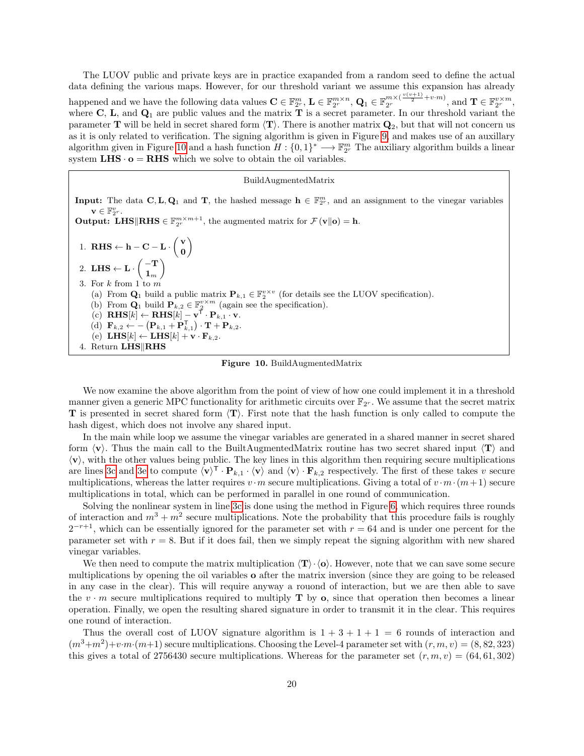The LUOV public and private keys are in practice exapanded from a random seed to define the actual data defining the various maps. However, for our threshold variant we assume this expansion has already happened and we have the following data values $\mathbf{C} \in \mathbb{F}_{2^r}^m$, $\mathbf{L} \in \mathbb{F}_{2^r}^{m \times n}$, $\mathbf{Q}_1 \in \mathbb{F}_{2^r}^{m \times (\frac{v(v+1)}{2} + v \cdot m)}$, and $\mathbf{T} \in \mathbb{F}_{2^r}^{v \times m}$, where $\mathbf{C}$, $\mathbf{L}$, and $\mathbf{Q}_1$ are public values and the matrix $\mathbf{T}$ is a secret parameter. In our threshold variant the parameter $\mathbf{T}$ will be held in secret shared form $\langle \mathbf{T} \rangle$. There is another matrix $\mathbf{Q}_2$, but that will not concern us as it is only related to verification. The signing algorithm is given in Figure 9, and makes use of an auxillary algorithm given in Figure 10 and a hash function $H : \{0,1\}^* \longrightarrow \mathbb{F}_{2^r}^m$ The auxiliary algorithm builds a linear system $\mathbf{LHS} \cdot \mathbf{o} = \mathbf{RHS}$ which we solve to obtain the oil variables.

BuildAugmentedMatrix

**Input:** The data $\mathbf{C}, \mathbf{L}, \mathbf{Q}_1$ and $\mathbf{T}$, the hashed message $\mathbf{h} \in \mathbb{F}_{2^r}^m$, and an assignment to the vinegar variables $\mathbf{v} \in \mathbb{F}_{2^r}^v$.

**Output:** $\mathbf{LHS} \| \mathbf{RHS} \in \mathbb{F}_{2^r}^{m \times m+1}$, the augmented matrix for $\mathcal{F}(\mathbf{v} \| \mathbf{o}) = \mathbf{h}$.

1. $\mathbf{RHS} \leftarrow \mathbf{h} - \mathbf{C} - \mathbf{L} \cdot \begin{pmatrix} \mathbf{v} \\ \mathbf{0} \end{pmatrix}$
2. $\mathbf{LHS} \leftarrow \mathbf{L} \cdot \begin{pmatrix} -\mathbf{T} \\ \mathbf{1}_m \end{pmatrix}$
3. For $k$ from 1 to $m$
   (a) From $\mathbf{Q}_1$ build a public matrix $\mathbf{P}_{k,1} \in \mathbb{F}_2^{v \times v}$ (for details see the LUOV specification).
   (b) From $\mathbf{Q}_1$ build $\mathbf{P}_{k,2} \in \mathbb{F}_2^{v \times m}$ (again see the specification).
   (c) $\mathbf{RHS}[k] \leftarrow \mathbf{RHS}[k] - \mathbf{v}^\intercal \cdot \mathbf{P}_{k,1} \cdot \mathbf{v}$.
   (d) $\mathbf{F}_{k,2} \leftarrow -\left(\mathbf{P}_{k,1} + \mathbf{P}_{k,1}^\intercal\right) \cdot \mathbf{T} + \mathbf{P}_{k,2}$.
   (e) $\mathbf{LHS}[k] \leftarrow \mathbf{LHS}[k] + \mathbf{v} \cdot \mathbf{F}_{k,2}$.
4. Return $\mathbf{LHS} \| \mathbf{RHS}$

**Figure 10.** BuildAugmentedMatrix

We now examine the above algorithm from the point of view of how one could implement it in a threshold manner given a generic MPC functionality for arithmetic circuits over $\mathbb{F}_{2^r}$. We assume that the secret matrix $\mathbf{T}$ is presented in secret shared form $\langle \mathbf{T} \rangle$. First note that the hash function is only called to compute the hash digest, which does not involve any shared input.

In the main while loop we assume the vinegar variables are generated in a shared manner in secret shared form $\langle \mathbf{v} \rangle$. Thus the main call to the BuiltAugmentedMatrix routine has two secret shared input $\langle \mathbf{T} \rangle$ and $\langle \mathbf{v} \rangle$, with the other values being public. The key lines in this algorithm then requiring secure multiplications are lines 3c and 3e to compute $\langle \mathbf{v} \rangle^\intercal \cdot \mathbf{P}_{k,1} \cdot \langle \mathbf{v} \rangle$ and $\langle \mathbf{v} \rangle \cdot \mathbf{F}_{k,2}$ respectively. The first of these takes $v$ secure multiplications, whereas the latter requires $v \cdot m$ secure multiplications. Giving a total of $v \cdot m \cdot (m+1)$ secure multiplications in total, which can be performed in parallel in one round of communication.

Solving the nonlinear system in line 3c is done using the method in Figure 6, which requires three rounds of interaction and $m^3 + m^2$ secure multiplications. Note the probability that this procedure fails is roughly $2^{-r+1}$, which can be essentially ignored for the parameter set with $r = 64$ and is under one percent for the parameter set with $r = 8$. But if it does fail, then we simply repeat the signing algorithm with new shared vinegar variables.

We then need to compute the matrix multiplication $\langle \mathbf{T} \rangle \cdot \langle \mathbf{o} \rangle$. However, note that we can save some secure multiplications by opening the oil variables $\mathbf{o}$ after the matrix inversion (since they are going to be released in any case in the clear). This will require anyway a rouond of interaction, but we are then able to save the $v \cdot m$ secure multiplications required to multiply $\mathbf{T}$ by $\mathbf{o}$, since that operation then becomes a linear operation. Finally, we open the resulting shared signature in order to transmit it in the clear. This requires one round of interaction.

Thus the overall cost of LUOV signature algorithm is $1 + 3 + 1 + 1 = 6$ rounds of interaction and $(m^3+m^2)+v \cdot m \cdot (m+1)$ secure multiplications. Choosing the Level-4 parameter set with $(r, m, v) = (8, 82, 323)$ this gives a total of 2756430 secure multiplications. Whereas for the parameter set $(r, m, v) = (64, 61, 302)$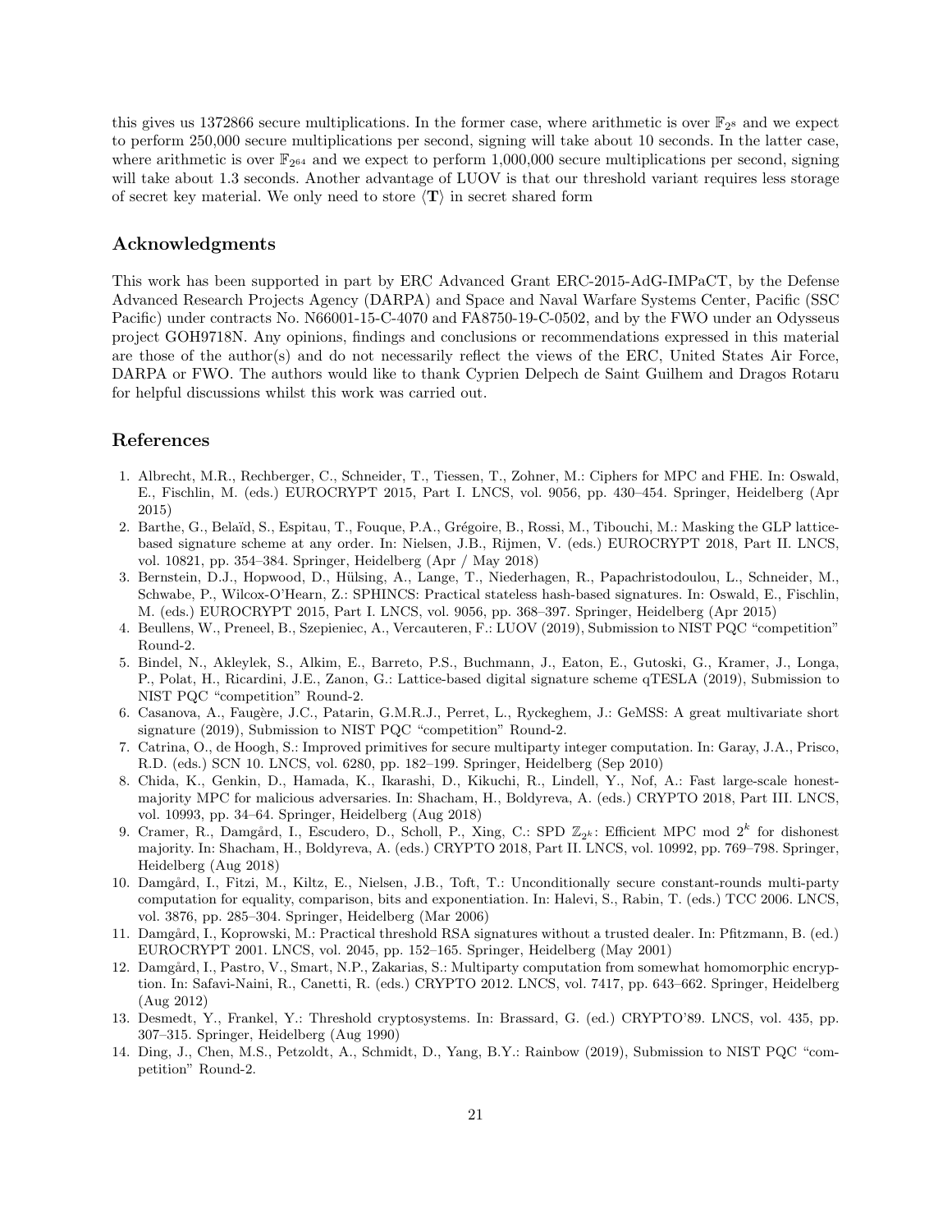this gives us 1372866 secure multiplications. In the former case, where arithmetic is over $\mathbb{F}_{2^8}$ and we expect to perform 250,000 secure multiplications per second, signing will take about 10 seconds. In the latter case, where arithmetic is over $\mathbb{F}_{2^{64}}$ and we expect to perform 1,000,000 secure multiplications per second, signing will take about 1.3 seconds. Another advantage of LUOV is that our threshold variant requires less storage of secret key material. We only need to store $\langle \mathbf{T} \rangle$ in secret shared form

## Acknowledgments

This work has been supported in part by ERC Advanced Grant ERC-2015-AdG-IMPaCT, by the Defense Advanced Research Projects Agency (DARPA) and Space and Naval Warfare Systems Center, Pacific (SSC Pacific) under contracts No. N66001-15-C-4070 and FA8750-19-C-0502, and by the FWO under an Odysseus project GOH9718N. Any opinions, findings and conclusions or recommendations expressed in this material are those of the author(s) and do not necessarily reflect the views of the ERC, United States Air Force, DARPA or FWO. The authors would like to thank Cyprien Delpech de Saint Guilhem and Dragos Rotaru for helpful discussions whilst this work was carried out.

## References

1. Albrecht, M.R., Rechberger, C., Schneider, T., Tiessen, T., Zohner, M.: Ciphers for MPC and FHE. In: Oswald, E., Fischlin, M. (eds.) EUROCRYPT 2015, Part I. LNCS, vol. 9056, pp. 430–454. Springer, Heidelberg (Apr 2015)
2. Barthe, G., Belaïd, S., Espitau, T., Fouque, P.A., Grégoire, B., Rossi, M., Tibouchi, M.: Masking the GLP lattice-based signature scheme at any order. In: Nielsen, J.B., Rijmen, V. (eds.) EUROCRYPT 2018, Part II. LNCS, vol. 10821, pp. 354–384. Springer, Heidelberg (Apr / May 2018)
3. Bernstein, D.J., Hopwood, D., Hülsing, A., Lange, T., Niederhagen, R., Papachristodoulou, L., Schneider, M., Schwabe, P., Wilcox-O'Hearn, Z.: SPHINCS: Practical stateless hash-based signatures. In: Oswald, E., Fischlin, M. (eds.) EUROCRYPT 2015, Part I. LNCS, vol. 9056, pp. 368–397. Springer, Heidelberg (Apr 2015)
4. Beullens, W., Preneel, B., Szepieniec, A., Vercauteren, F.: LUOV (2019), Submission to NIST PQC "competition" Round-2.
5. Bindel, N., Akleylek, S., Alkim, E., Barreto, P.S., Buchmann, J., Eaton, E., Gutoski, G., Kramer, J., Longa, P., Polat, H., Ricardini, J.E., Zanon, G.: Lattice-based digital signature scheme qTESLA (2019), Submission to NIST PQC "competition" Round-2.
6. Casanova, A., Faugère, J.C., Patarin, G.M.R.J., Perret, L., Ryckeghem, J.: GeMSS: A great multivariate short signature (2019), Submission to NIST PQC "competition" Round-2.
7. Catrina, O., de Hoogh, S.: Improved primitives for secure multiparty integer computation. In: Garay, J.A., Prisco, R.D. (eds.) SCN 10. LNCS, vol. 6280, pp. 182–199. Springer, Heidelberg (Sep 2010)
8. Chida, K., Genkin, D., Hamada, K., Ikarashi, D., Kikuchi, R., Lindell, Y., Nof, A.: Fast large-scale honest-majority MPC for malicious adversaries. In: Shacham, H., Boldyreva, A. (eds.) CRYPTO 2018, Part III. LNCS, vol. 10993, pp. 34–64. Springer, Heidelberg (Aug 2018)
9. Cramer, R., Damgård, I., Escudero, D., Scholl, P., Xing, C.: SPD $\mathbb{Z}_{2^k}$: Efficient MPC mod $2^k$ for dishonest majority. In: Shacham, H., Boldyreva, A. (eds.) CRYPTO 2018, Part II. LNCS, vol. 10992, pp. 769–798. Springer, Heidelberg (Aug 2018)
10. Damgård, I., Fitzi, M., Kiltz, E., Nielsen, J.B., Toft, T.: Unconditionally secure constant-rounds multi-party computation for equality, comparison, bits and exponentiation. In: Halevi, S., Rabin, T. (eds.) TCC 2006. LNCS, vol. 3876, pp. 285–304. Springer, Heidelberg (Mar 2006)
11. Damgård, I., Koprowski, M.: Practical threshold RSA signatures without a trusted dealer. In: Pfitzmann, B. (ed.) EUROCRYPT 2001. LNCS, vol. 2045, pp. 152–165. Springer, Heidelberg (May 2001)
12. Damgård, I., Pastro, V., Smart, N.P., Zakarias, S.: Multiparty computation from somewhat homomorphic encryption. In: Safavi-Naini, R., Canetti, R. (eds.) CRYPTO 2012. LNCS, vol. 7417, pp. 643–662. Springer, Heidelberg (Aug 2012)
13. Desmedt, Y., Frankel, Y.: Threshold cryptosystems. In: Brassard, G. (ed.) CRYPTO'89. LNCS, vol. 435, pp. 307–315. Springer, Heidelberg (Aug 1990)
14. Ding, J., Chen, M.S., Petzoldt, A., Schmidt, D., Yang, B.Y.: Rainbow (2019), Submission to NIST PQC "competition" Round-2.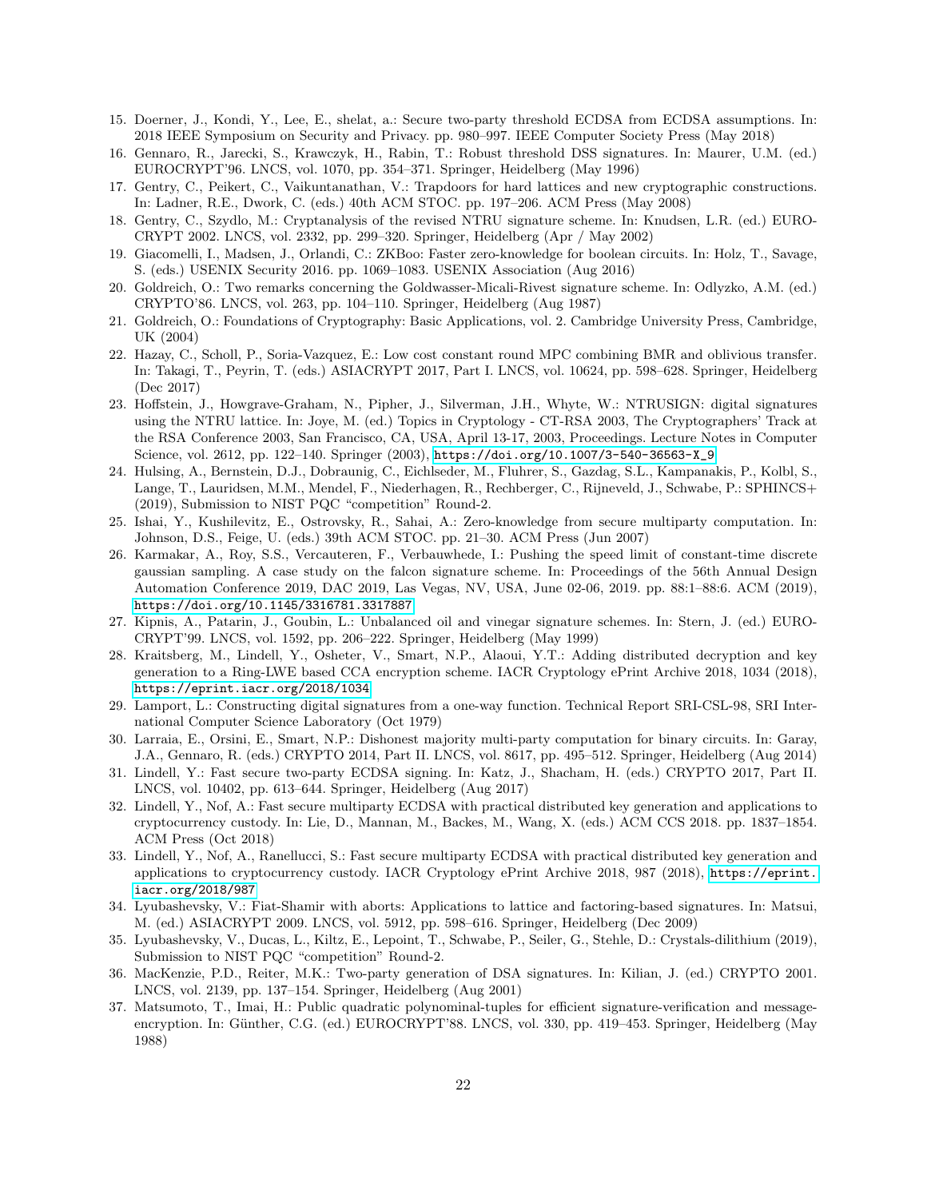15. Doerner, J., Kondi, Y., Lee, E., shelat, a.: Secure two-party threshold ECDSA from ECDSA assumptions. In: 2018 IEEE Symposium on Security and Privacy. pp. 980–997. IEEE Computer Society Press (May 2018)
16. Gennaro, R., Jarecki, S., Krawczyk, H., Rabin, T.: Robust threshold DSS signatures. In: Maurer, U.M. (ed.) EUROCRYPT'96. LNCS, vol. 1070, pp. 354–371. Springer, Heidelberg (May 1996)
17. Gentry, C., Peikert, C., Vaikuntanathan, V.: Trapdoors for hard lattices and new cryptographic constructions. In: Ladner, R.E., Dwork, C. (eds.) 40th ACM STOC. pp. 197–206. ACM Press (May 2008)
18. Gentry, C., Szydlo, M.: Cryptanalysis of the revised NTRU signature scheme. In: Knudsen, L.R. (ed.) EUROCRYPT 2002. LNCS, vol. 2332, pp. 299–320. Springer, Heidelberg (Apr / May 2002)
19. Giacomelli, I., Madsen, J., Orlandi, C.: ZKBoo: Faster zero-knowledge for boolean circuits. In: Holz, T., Savage, S. (eds.) USENIX Security 2016. pp. 1069–1083. USENIX Association (Aug 2016)
20. Goldreich, O.: Two remarks concerning the Goldwasser-Micali-Rivest signature scheme. In: Odlyzko, A.M. (ed.) CRYPTO'86. LNCS, vol. 263, pp. 104–110. Springer, Heidelberg (Aug 1987)
21. Goldreich, O.: Foundations of Cryptography: Basic Applications, vol. 2. Cambridge University Press, Cambridge, UK (2004)
22. Hazay, C., Scholl, P., Soria-Vazquez, E.: Low cost constant round MPC combining BMR and oblivious transfer. In: Takagi, T., Peyrin, T. (eds.) ASIACRYPT 2017, Part I. LNCS, vol. 10624, pp. 598–628. Springer, Heidelberg (Dec 2017)
23. Hoffstein, J., Howgrave-Graham, N., Pipher, J., Silverman, J.H., Whyte, W.: NTRUSIGN: digital signatures using the NTRU lattice. In: Joye, M. (ed.) Topics in Cryptology - CT-RSA 2003, The Cryptographers' Track at the RSA Conference 2003, San Francisco, CA, USA, April 13-17, 2003, Proceedings. Lecture Notes in Computer Science, vol. 2612, pp. 122–140. Springer (2003), https://doi.org/10.1007/3-540-36563-X_9
24. Hulsing, A., Bernstein, D.J., Dobraunig, C., Eichlseder, M., Fluhrer, S., Gazdag, S.L., Kampanakis, P., Kolbl, S., Lange, T., Lauridsen, M.M., Mendel, F., Niederhagen, R., Rechberger, C., Rijneveld, J., Schwabe, P.: SPHINCS+ (2019), Submission to NIST PQC "competition" Round-2.
25. Ishai, Y., Kushilevitz, E., Ostrovsky, R., Sahai, A.: Zero-knowledge from secure multiparty computation. In: Johnson, D.S., Feige, U. (eds.) 39th ACM STOC. pp. 21–30. ACM Press (Jun 2007)
26. Karmakar, A., Roy, S.S., Vercauteren, F., Verbauwhede, I.: Pushing the speed limit of constant-time discrete gaussian sampling. A case study on the falcon signature scheme. In: Proceedings of the 56th Annual Design Automation Conference 2019, DAC 2019, Las Vegas, NV, USA, June 02-06, 2019. pp. 88:1–88:6. ACM (2019), https://doi.org/10.1145/3316781.3317887
27. Kipnis, A., Patarin, J., Goubin, L.: Unbalanced oil and vinegar signature schemes. In: Stern, J. (ed.) EUROCRYPT'99. LNCS, vol. 1592, pp. 206–222. Springer, Heidelberg (May 1999)
28. Kraitsberg, M., Lindell, Y., Osheter, V., Smart, N.P., Alaoui, Y.T.: Adding distributed decryption and key generation to a Ring-LWE based CCA encryption scheme. IACR Cryptology ePrint Archive 2018, 1034 (2018), https://eprint.iacr.org/2018/1034
29. Lamport, L.: Constructing digital signatures from a one-way function. Technical Report SRI-CSL-98, SRI International Computer Science Laboratory (Oct 1979)
30. Larraia, E., Orsini, E., Smart, N.P.: Dishonest majority multi-party computation for binary circuits. In: Garay, J.A., Gennaro, R. (eds.) CRYPTO 2014, Part II. LNCS, vol. 8617, pp. 495–512. Springer, Heidelberg (Aug 2014)
31. Lindell, Y.: Fast secure two-party ECDSA signing. In: Katz, J., Shacham, H. (eds.) CRYPTO 2017, Part II. LNCS, vol. 10402, pp. 613–644. Springer, Heidelberg (Aug 2017)
32. Lindell, Y., Nof, A.: Fast secure multiparty ECDSA with practical distributed key generation and applications to cryptocurrency custody. In: Lie, D., Mannan, M., Backes, M., Wang, X. (eds.) ACM CCS 2018. pp. 1837–1854. ACM Press (Oct 2018)
33. Lindell, Y., Nof, A., Ranellucci, S.: Fast secure multiparty ECDSA with practical distributed key generation and applications to cryptocurrency custody. IACR Cryptology ePrint Archive 2018, 987 (2018), https://eprint.iacr.org/2018/987
34. Lyubashevsky, V.: Fiat-Shamir with aborts: Applications to lattice and factoring-based signatures. In: Matsui, M. (ed.) ASIACRYPT 2009. LNCS, vol. 5912, pp. 598–616. Springer, Heidelberg (Dec 2009)
35. Lyubashevsky, V., Ducas, L., Kiltz, E., Lepoint, T., Schwabe, P., Seiler, G., Stehle, D.: Crystals-dilithium (2019), Submission to NIST PQC "competition" Round-2.
36. MacKenzie, P.D., Reiter, M.K.: Two-party generation of DSA signatures. In: Kilian, J. (ed.) CRYPTO 2001. LNCS, vol. 2139, pp. 137–154. Springer, Heidelberg (Aug 2001)
37. Matsumoto, T., Imai, H.: Public quadratic polynominal-tuples for efficient signature-verification and message-encryption. In: Günther, C.G. (ed.) EUROCRYPT'88. LNCS, vol. 330, pp. 419–453. Springer, Heidelberg (May 1988)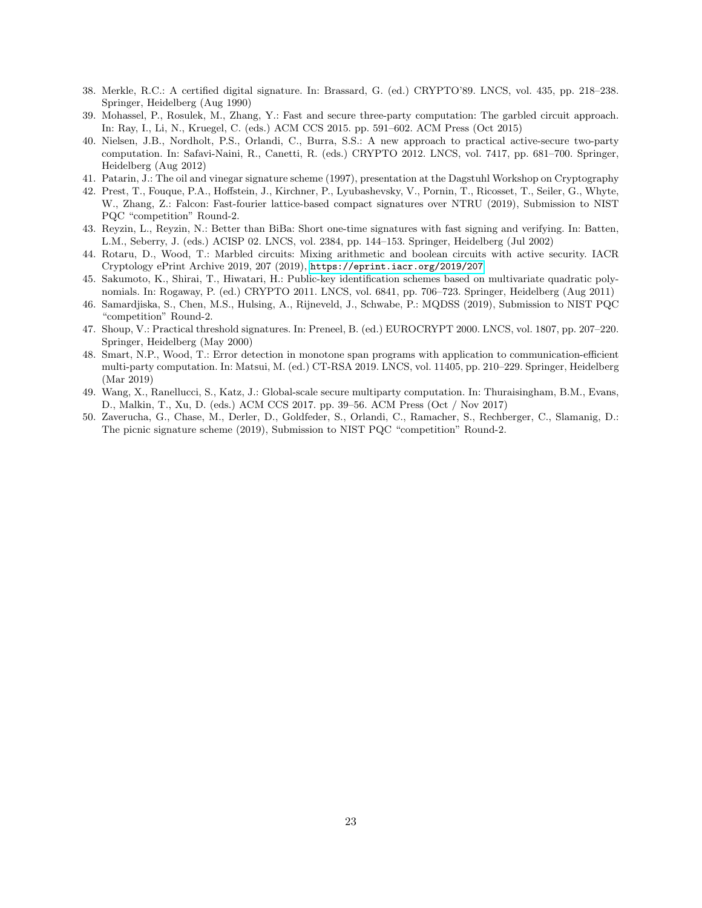38. Merkle, R.C.: A certified digital signature. In: Brassard, G. (ed.) CRYPTO'89. LNCS, vol. 435, pp. 218–238. Springer, Heidelberg (Aug 1990)
39. Mohassel, P., Rosulek, M., Zhang, Y.: Fast and secure three-party computation: The garbled circuit approach. In: Ray, I., Li, N., Kruegel, C. (eds.) ACM CCS 2015. pp. 591–602. ACM Press (Oct 2015)
40. Nielsen, J.B., Nordholt, P.S., Orlandi, C., Burra, S.S.: A new approach to practical active-secure two-party computation. In: Safavi-Naini, R., Canetti, R. (eds.) CRYPTO 2012. LNCS, vol. 7417, pp. 681–700. Springer, Heidelberg (Aug 2012)
41. Patarin, J.: The oil and vinegar signature scheme (1997), presentation at the Dagstuhl Workshop on Cryptography
42. Prest, T., Fouque, P.A., Hoffstein, J., Kirchner, P., Lyubashevsky, V., Pornin, T., Ricosset, T., Seiler, G., Whyte, W., Zhang, Z.: Falcon: Fast-fourier lattice-based compact signatures over NTRU (2019), Submission to NIST PQC "competition" Round-2.
43. Reyzin, L., Reyzin, N.: Better than BiBa: Short one-time signatures with fast signing and verifying. In: Batten, L.M., Seberry, J. (eds.) ACISP 02. LNCS, vol. 2384, pp. 144–153. Springer, Heidelberg (Jul 2002)
44. Rotaru, D., Wood, T.: Marbled circuits: Mixing arithmetic and boolean circuits with active security. IACR Cryptology ePrint Archive 2019, 207 (2019), https://eprint.iacr.org/2019/207
45. Sakumoto, K., Shirai, T., Hiwatari, H.: Public-key identification schemes based on multivariate quadratic polynomials. In: Rogaway, P. (ed.) CRYPTO 2011. LNCS, vol. 6841, pp. 706–723. Springer, Heidelberg (Aug 2011)
46. Samardjiska, S., Chen, M.S., Hulsing, A., Rijneveld, J., Schwabe, P.: MQDSS (2019), Submission to NIST PQC "competition" Round-2.
47. Shoup, V.: Practical threshold signatures. In: Preneel, B. (ed.) EUROCRYPT 2000. LNCS, vol. 1807, pp. 207–220. Springer, Heidelberg (May 2000)
48. Smart, N.P., Wood, T.: Error detection in monotone span programs with application to communication-efficient multi-party computation. In: Matsui, M. (ed.) CT-RSA 2019. LNCS, vol. 11405, pp. 210–229. Springer, Heidelberg (Mar 2019)
49. Wang, X., Ranellucci, S., Katz, J.: Global-scale secure multiparty computation. In: Thuraisingham, B.M., Evans, D., Malkin, T., Xu, D. (eds.) ACM CCS 2017. pp. 39–56. ACM Press (Oct / Nov 2017)
50. Zaverucha, G., Chase, M., Derler, D., Goldfeder, S., Orlandi, C., Ramacher, S., Rechberger, C., Slamanig, D.: The picnic signature scheme (2019), Submission to NIST PQC "competition" Round-2.